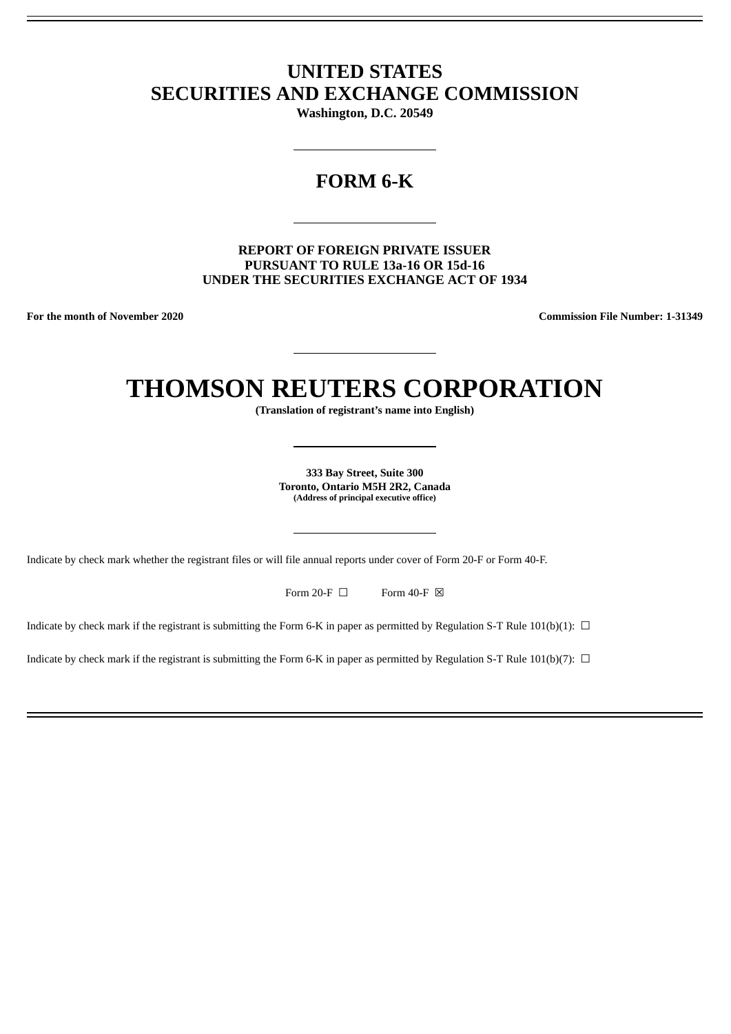# UNITED STATES
# SECURITIES AND EXCHANGE COMMISSION

**Washington, D.C. 20549**

---

## FORM 6-K

---

**REPORT OF FOREIGN PRIVATE ISSUER**
**PURSUANT TO RULE 13a-16 OR 15d-16**
**UNDER THE SECURITIES EXCHANGE ACT OF 1934**

**For the month of November 2020** **Commission File Number: 1-31349**

---

# THOMSON REUTERS CORPORATION

**(Translation of registrant's name into English)**

---

**333 Bay Street, Suite 300**
**Toronto, Ontario M5H 2R2, Canada**
**(Address of principal executive office)**

---

Indicate by check mark whether the registrant files or will file annual reports under cover of Form 20-F or Form 40-F.

Form 20-F ☐ Form 40-F ☒

Indicate by check mark if the registrant is submitting the Form 6-K in paper as permitted by Regulation S-T Rule 101(b)(1): ☐

Indicate by check mark if the registrant is submitting the Form 6-K in paper as permitted by Regulation S-T Rule 101(b)(7): ☐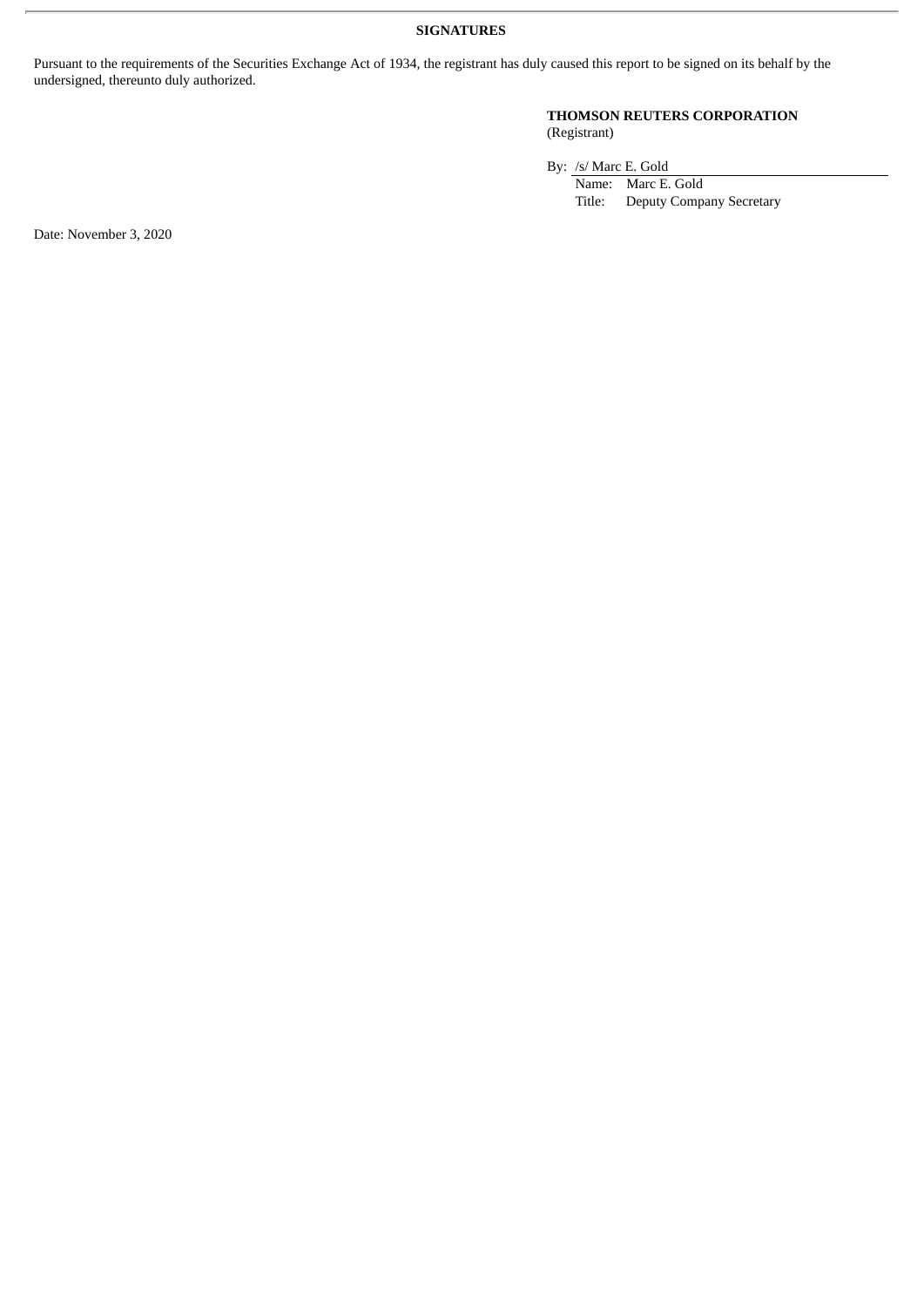**SIGNATURES**

Pursuant to the requirements of the Securities Exchange Act of 1934, the registrant has duly caused this report to be signed on its behalf by the undersigned, thereunto duly authorized.

**THOMSON REUTERS CORPORATION**
(Registrant)

By: /s/ Marc E. Gold
Name: Marc E. Gold
Title: Deputy Company Secretary

Date: November 3, 2020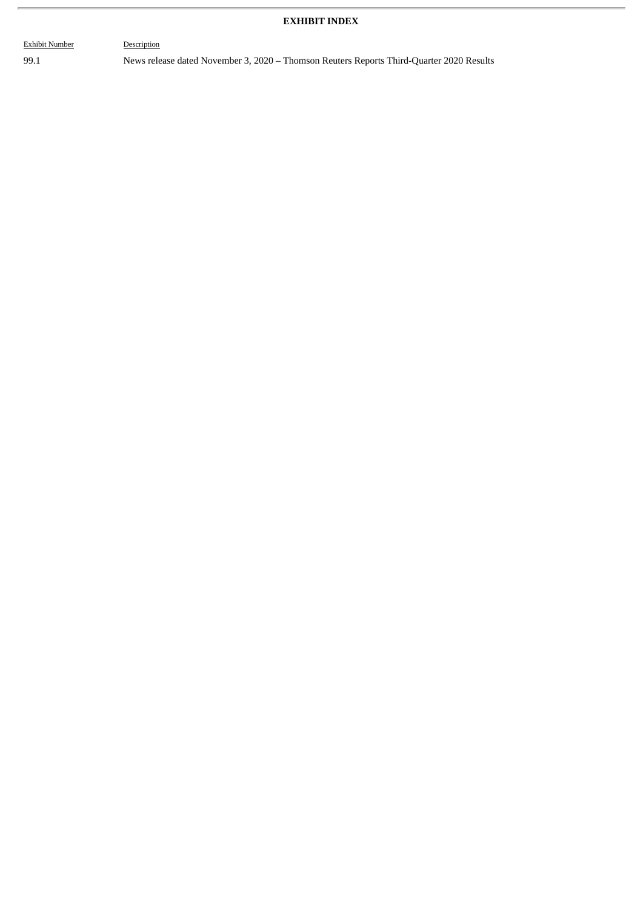**EXHIBIT INDEX**

| Exhibit Number | Description |
| --- | --- |
| 99.1 | News release dated November 3, 2020 – Thomson Reuters Reports Third-Quarter 2020 Results |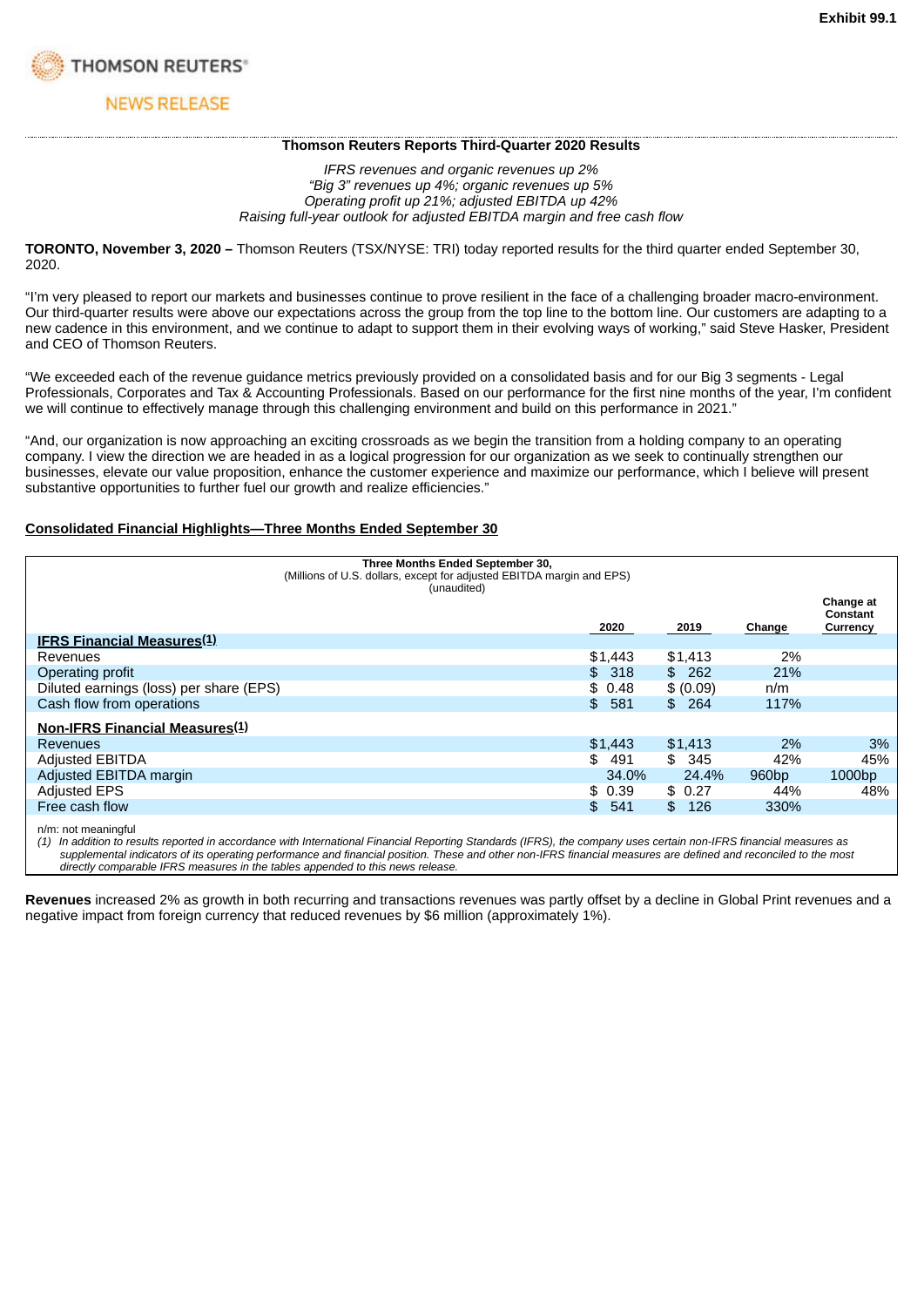Exhibit 99.1

THOMSON REUTERS

NEWS RELEASE

## Thomson Reuters Reports Third-Quarter 2020 Results

*IFRS revenues and organic revenues up 2%*
*"Big 3" revenues up 4%; organic revenues up 5%*
*Operating profit up 21%; adjusted EBITDA up 42%*
*Raising full-year outlook for adjusted EBITDA margin and free cash flow*

**TORONTO, November 3, 2020 –** Thomson Reuters (TSX/NYSE: TRI) today reported results for the third quarter ended September 30, 2020.

"I'm very pleased to report our markets and businesses continue to prove resilient in the face of a challenging broader macro-environment. Our third-quarter results were above our expectations across the group from the top line to the bottom line. Our customers are adapting to a new cadence in this environment, and we continue to adapt to support them in their evolving ways of working," said Steve Hasker, President and CEO of Thomson Reuters.

"We exceeded each of the revenue guidance metrics previously provided on a consolidated basis and for our Big 3 segments - Legal Professionals, Corporates and Tax & Accounting Professionals. Based on our performance for the first nine months of the year, I'm confident we will continue to effectively manage through this challenging environment and build on this performance in 2021."

"And, our organization is now approaching an exciting crossroads as we begin the transition from a holding company to an operating company. I view the direction we are headed in as a logical progression for our organization as we seek to continually strengthen our businesses, elevate our value proposition, enhance the customer experience and maximize our performance, which I believe will present substantive opportunities to further fuel our growth and realize efficiencies."

### Consolidated Financial Highlights—Three Months Ended September 30

Three Months Ended September 30,
(Millions of U.S. dollars, except for adjusted EBITDA margin and EPS)
(unaudited)

| | 2020 | 2019 | Change | Change at Constant Currency |
|---|---|---|---|---|
| **IFRS Financial Measures(1)** | | | | |
| Revenues | $1,443 | $1,413 | 2% | |
| Operating profit | $ 318 | $ 262 | 21% | |
| Diluted earnings (loss) per share (EPS) | $ 0.48 | $ (0.09) | n/m | |
| Cash flow from operations | $ 581 | $ 264 | 117% | |
| **Non-IFRS Financial Measures(1)** | | | | |
| Revenues | $1,443 | $1,413 | 2% | 3% |
| Adjusted EBITDA | $ 491 | $ 345 | 42% | 45% |
| Adjusted EBITDA margin | 34.0% | 24.4% | 960bp | 1000bp |
| Adjusted EPS | $ 0.39 | $ 0.27 | 44% | 48% |
| Free cash flow | $ 541 | $ 126 | 330% | |

n/m: not meaningful
(1) *In addition to results reported in accordance with International Financial Reporting Standards (IFRS), the company uses certain non-IFRS financial measures as supplemental indicators of its operating performance and financial position. These and other non-IFRS financial measures are defined and reconciled to the most directly comparable IFRS measures in the tables appended to this news release.*

**Revenues** increased 2% as growth in both recurring and transactions revenues was partly offset by a decline in Global Print revenues and a negative impact from foreign currency that reduced revenues by $6 million (approximately 1%).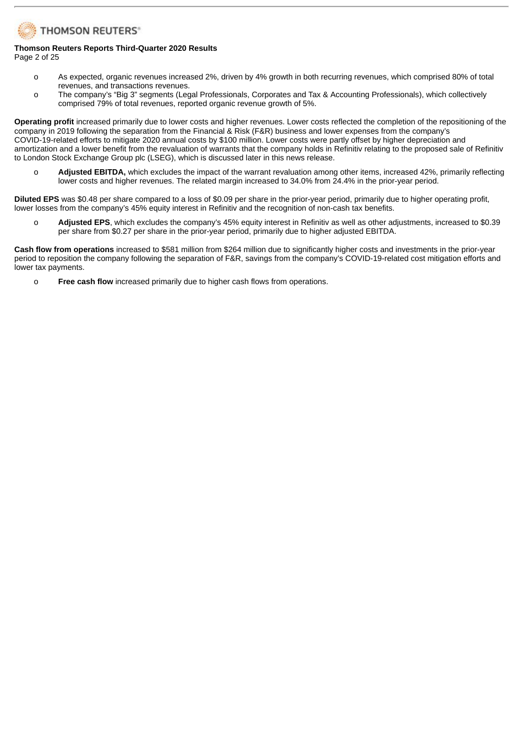- As expected, organic revenues increased 2%, driven by 4% growth in both recurring revenues, which comprised 80% of total revenues, and transactions revenues.
- The company's "Big 3" segments (Legal Professionals, Corporates and Tax & Accounting Professionals), which collectively comprised 79% of total revenues, reported organic revenue growth of 5%.

**Operating profit** increased primarily due to lower costs and higher revenues. Lower costs reflected the completion of the repositioning of the company in 2019 following the separation from the Financial & Risk (F&R) business and lower expenses from the company's COVID-19-related efforts to mitigate 2020 annual costs by $100 million. Lower costs were partly offset by higher depreciation and amortization and a lower benefit from the revaluation of warrants that the company holds in Refinitiv relating to the proposed sale of Refinitiv to London Stock Exchange Group plc (LSEG), which is discussed later in this news release.

- **Adjusted EBITDA,** which excludes the impact of the warrant revaluation among other items, increased 42%, primarily reflecting lower costs and higher revenues. The related margin increased to 34.0% from 24.4% in the prior-year period.

**Diluted EPS** was $0.48 per share compared to a loss of $0.09 per share in the prior-year period, primarily due to higher operating profit, lower losses from the company's 45% equity interest in Refinitiv and the recognition of non-cash tax benefits.

- **Adjusted EPS**, which excludes the company's 45% equity interest in Refinitiv as well as other adjustments, increased to $0.39 per share from $0.27 per share in the prior-year period, primarily due to higher adjusted EBITDA.

**Cash flow from operations** increased to $581 million from $264 million due to significantly higher costs and investments in the prior-year period to reposition the company following the separation of F&R, savings from the company's COVID-19-related cost mitigation efforts and lower tax payments.

- **Free cash flow** increased primarily due to higher cash flows from operations.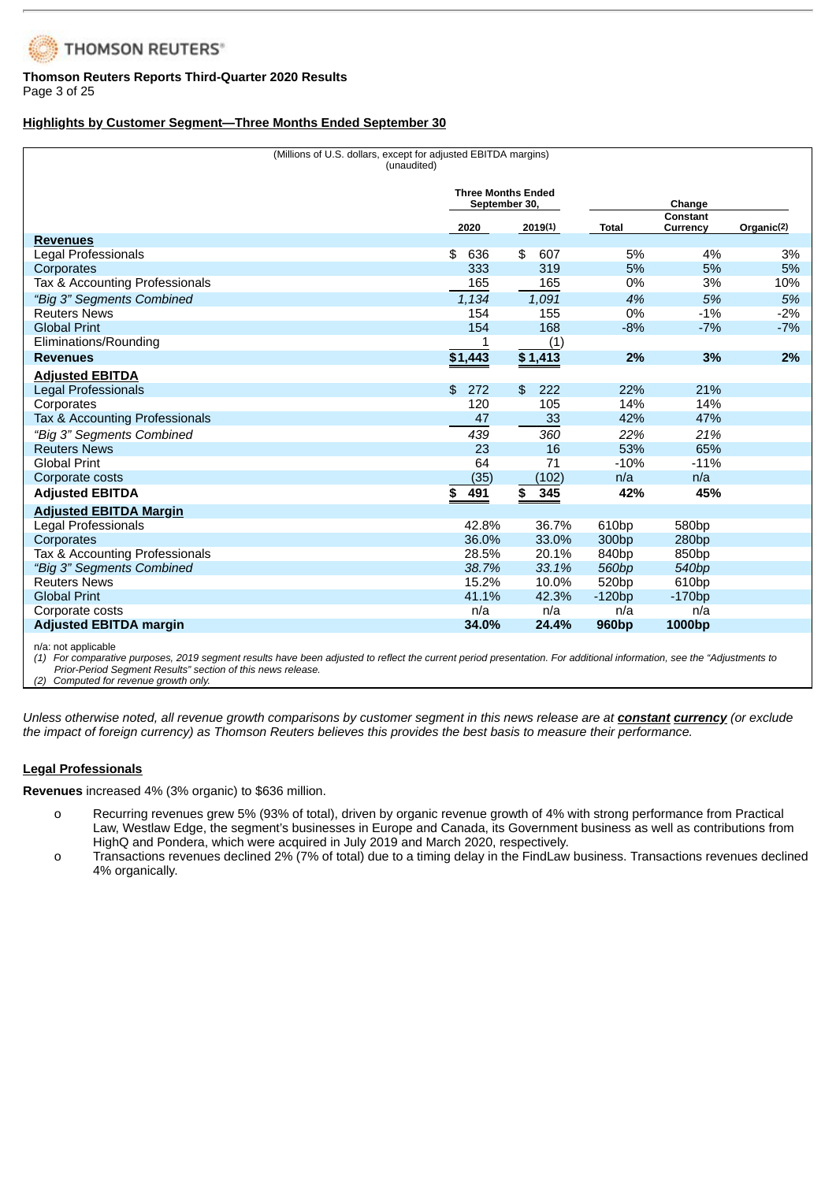Thomson Reuters Reports Third-Quarter 2020 Results

## Highlights by Customer Segment—Three Months Ended September 30

(Millions of U.S. dollars, except for adjusted EBITDA margins)
(unaudited)

| | Three Months Ended September 30, | | Change | | |
|---|---|---|---|---|---|
| | 2020 | 2019(1) | Total | Constant Currency | Organic(2) |
| **Revenues** | | | | | |
| Legal Professionals | $ 636 | $ 607 | 5% | 4% | 3% |
| Corporates | 333 | 319 | 5% | 5% | 5% |
| Tax & Accounting Professionals | 165 | 165 | 0% | 3% | 10% |
| *"Big 3" Segments Combined* | *1,134* | *1,091* | *4%* | *5%* | *5%* |
| Reuters News | 154 | 155 | 0% | -1% | -2% |
| Global Print | 154 | 168 | -8% | -7% | -7% |
| Eliminations/Rounding | 1 | (1) | | | |
| **Revenues** | **$1,443** | **$1,413** | **2%** | **3%** | **2%** |
| **Adjusted EBITDA** | | | | | |
| Legal Professionals | $ 272 | $ 222 | 22% | 21% | |
| Corporates | 120 | 105 | 14% | 14% | |
| Tax & Accounting Professionals | 47 | 33 | 42% | 47% | |
| *"Big 3" Segments Combined* | *439* | *360* | *22%* | *21%* | |
| Reuters News | 23 | 16 | 53% | 65% | |
| Global Print | 64 | 71 | -10% | -11% | |
| Corporate costs | (35) | (102) | n/a | n/a | |
| **Adjusted EBITDA** | **$ 491** | **$ 345** | **42%** | **45%** | |
| **Adjusted EBITDA Margin** | | | | | |
| Legal Professionals | 42.8% | 36.7% | 610bp | 580bp | |
| Corporates | 36.0% | 33.0% | 300bp | 280bp | |
| Tax & Accounting Professionals | 28.5% | 20.1% | 840bp | 850bp | |
| *"Big 3" Segments Combined* | *38.7%* | *33.1%* | *560bp* | *540bp* | |
| Reuters News | 15.2% | 10.0% | 520bp | 610bp | |
| Global Print | 41.1% | 42.3% | -120bp | -170bp | |
| Corporate costs | n/a | n/a | n/a | n/a | |
| **Adjusted EBITDA margin** | **34.0%** | **24.4%** | **960bp** | **1000bp** | |

n/a: not applicable

(1) *For comparative purposes, 2019 segment results have been adjusted to reflect the current period presentation. For additional information, see the "Adjustments to Prior-Period Segment Results" section of this news release.*

(2) *Computed for revenue growth only.*

*Unless otherwise noted, all revenue growth comparisons by customer segment in this news release are at* ***constant currency*** *(or exclude the impact of foreign currency) as Thomson Reuters believes this provides the best basis to measure their performance.*

### Legal Professionals

**Revenues** increased 4% (3% organic) to $636 million.

- Recurring revenues grew 5% (93% of total), driven by organic revenue growth of 4% with strong performance from Practical Law, Westlaw Edge, the segment's businesses in Europe and Canada, its Government business as well as contributions from HighQ and Pondera, which were acquired in July 2019 and March 2020, respectively.
- Transactions revenues declined 2% (7% of total) due to a timing delay in the FindLaw business. Transactions revenues declined 4% organically.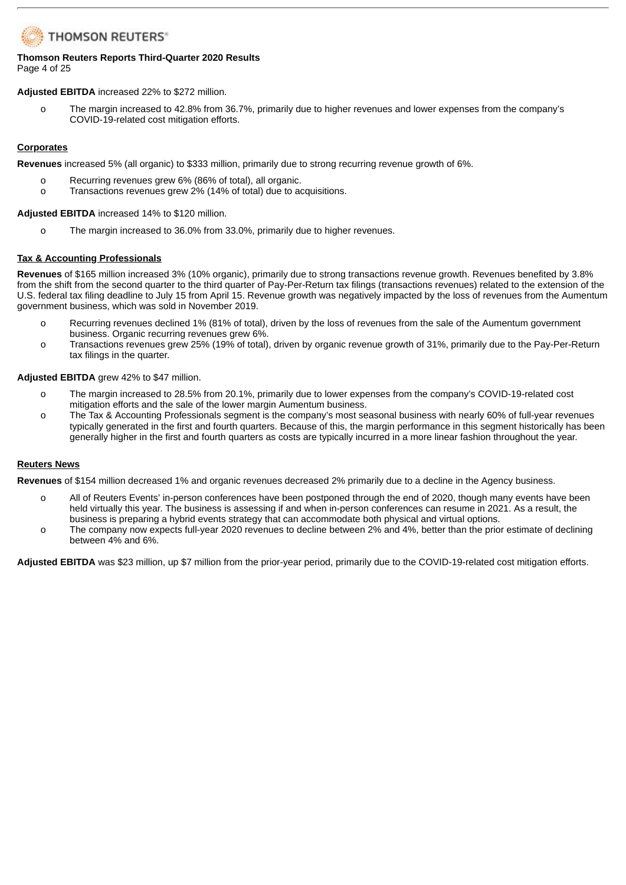**Adjusted EBITDA** increased 22% to $272 million.

- The margin increased to 42.8% from 36.7%, primarily due to higher revenues and lower expenses from the company's COVID-19-related cost mitigation efforts.

**Corporates**

**Revenues** increased 5% (all organic) to $333 million, primarily due to strong recurring revenue growth of 6%.

- Recurring revenues grew 6% (86% of total), all organic.
- Transactions revenues grew 2% (14% of total) due to acquisitions.

**Adjusted EBITDA** increased 14% to $120 million.

- The margin increased to 36.0% from 33.0%, primarily due to higher revenues.

**Tax & Accounting Professionals**

**Revenues** of $165 million increased 3% (10% organic), primarily due to strong transactions revenue growth. Revenues benefited by 3.8% from the shift from the second quarter to the third quarter of Pay-Per-Return tax filings (transactions revenues) related to the extension of the U.S. federal tax filing deadline to July 15 from April 15. Revenue growth was negatively impacted by the loss of revenues from the Aumentum government business, which was sold in November 2019.

- Recurring revenues declined 1% (81% of total), driven by the loss of revenues from the sale of the Aumentum government business. Organic recurring revenues grew 6%.
- Transactions revenues grew 25% (19% of total), driven by organic revenue growth of 31%, primarily due to the Pay-Per-Return tax filings in the quarter.

**Adjusted EBITDA** grew 42% to $47 million.

- The margin increased to 28.5% from 20.1%, primarily due to lower expenses from the company's COVID-19-related cost mitigation efforts and the sale of the lower margin Aumentum business.
- The Tax & Accounting Professionals segment is the company's most seasonal business with nearly 60% of full-year revenues typically generated in the first and fourth quarters. Because of this, the margin performance in this segment historically has been generally higher in the first and fourth quarters as costs are typically incurred in a more linear fashion throughout the year.

**Reuters News**

**Revenues** of $154 million decreased 1% and organic revenues decreased 2% primarily due to a decline in the Agency business.

- All of Reuters Events' in-person conferences have been postponed through the end of 2020, though many events have been held virtually this year. The business is assessing if and when in-person conferences can resume in 2021. As a result, the business is preparing a hybrid events strategy that can accommodate both physical and virtual options.
- The company now expects full-year 2020 revenues to decline between 2% and 4%, better than the prior estimate of declining between 4% and 6%.

**Adjusted EBITDA** was $23 million, up $7 million from the prior-year period, primarily due to the COVID-19-related cost mitigation efforts.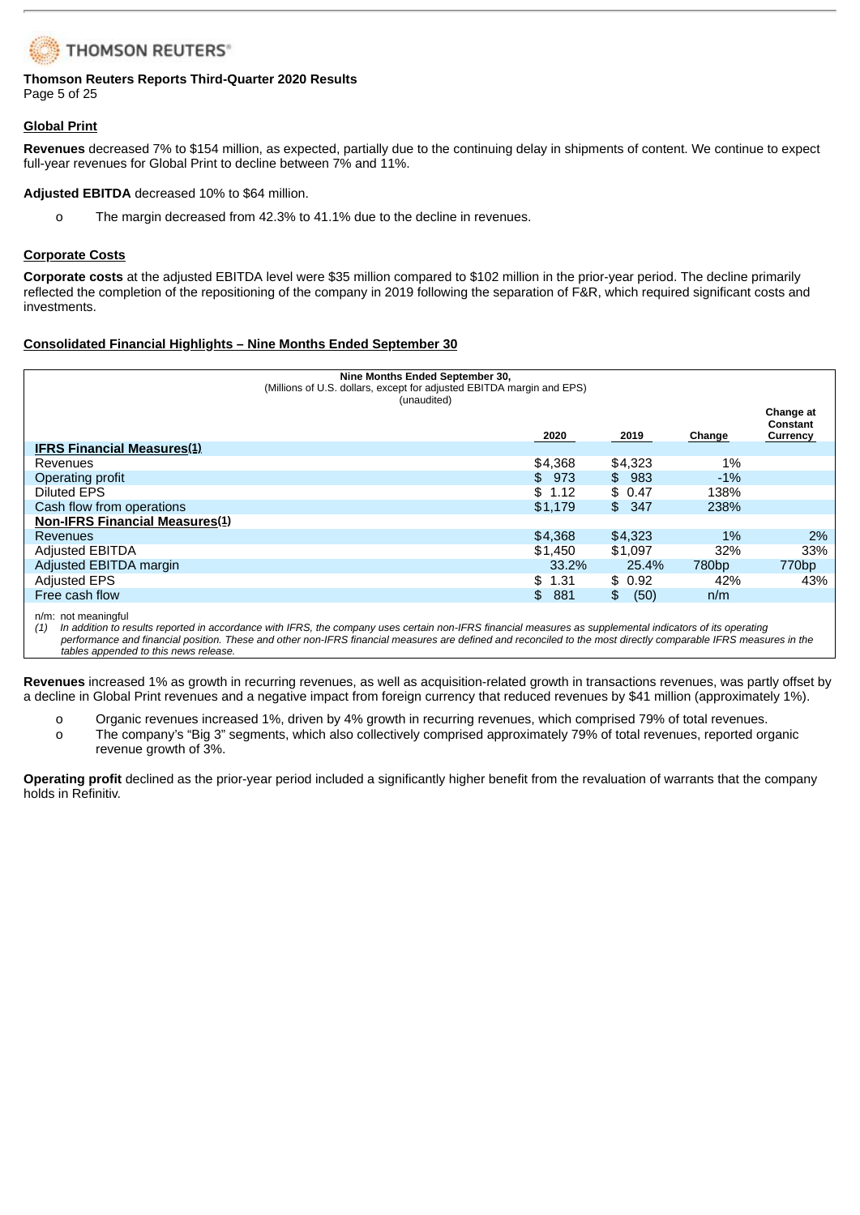## Global Print

**Revenues** decreased 7% to $154 million, as expected, partially due to the continuing delay in shipments of content. We continue to expect full-year revenues for Global Print to decline between 7% and 11%.

**Adjusted EBITDA** decreased 10% to $64 million.

- The margin decreased from 42.3% to 41.1% due to the decline in revenues.

## Corporate Costs

**Corporate costs** at the adjusted EBITDA level were $35 million compared to $102 million in the prior-year period. The decline primarily reflected the completion of the repositioning of the company in 2019 following the separation of F&R, which required significant costs and investments.

## Consolidated Financial Highlights – Nine Months Ended September 30

| Nine Months Ended September 30, (Millions of U.S. dollars, except for adjusted EBITDA margin and EPS) (unaudited) | 2020 | 2019 | Change | Change at Constant Currency |
|---|---|---|---|---|
| **IFRS Financial Measures(1)** | | | | |
| Revenues | $4,368 | $4,323 | 1% | |
| Operating profit | $ 973 | $ 983 | -1% | |
| Diluted EPS | $ 1.12 | $ 0.47 | 138% | |
| Cash flow from operations | $1,179 | $ 347 | 238% | |
| **Non-IFRS Financial Measures(1)** | | | | |
| Revenues | $4,368 | $4,323 | 1% | 2% |
| Adjusted EBITDA | $1,450 | $1,097 | 32% | 33% |
| Adjusted EBITDA margin | 33.2% | 25.4% | 780bp | 770bp |
| Adjusted EPS | $ 1.31 | $ 0.92 | 42% | 43% |
| Free cash flow | $ 881 | $ (50) | n/m | |

n/m: not meaningful

*(1) In addition to results reported in accordance with IFRS, the company uses certain non-IFRS financial measures as supplemental indicators of its operating performance and financial position. These and other non-IFRS financial measures are defined and reconciled to the most directly comparable IFRS measures in the tables appended to this news release.*

**Revenues** increased 1% as growth in recurring revenues, as well as acquisition-related growth in transactions revenues, was partly offset by a decline in Global Print revenues and a negative impact from foreign currency that reduced revenues by $41 million (approximately 1%).

- Organic revenues increased 1%, driven by 4% growth in recurring revenues, which comprised 79% of total revenues.
- The company's "Big 3" segments, which also collectively comprised approximately 79% of total revenues, reported organic revenue growth of 3%.

**Operating profit** declined as the prior-year period included a significantly higher benefit from the revaluation of warrants that the company holds in Refinitiv.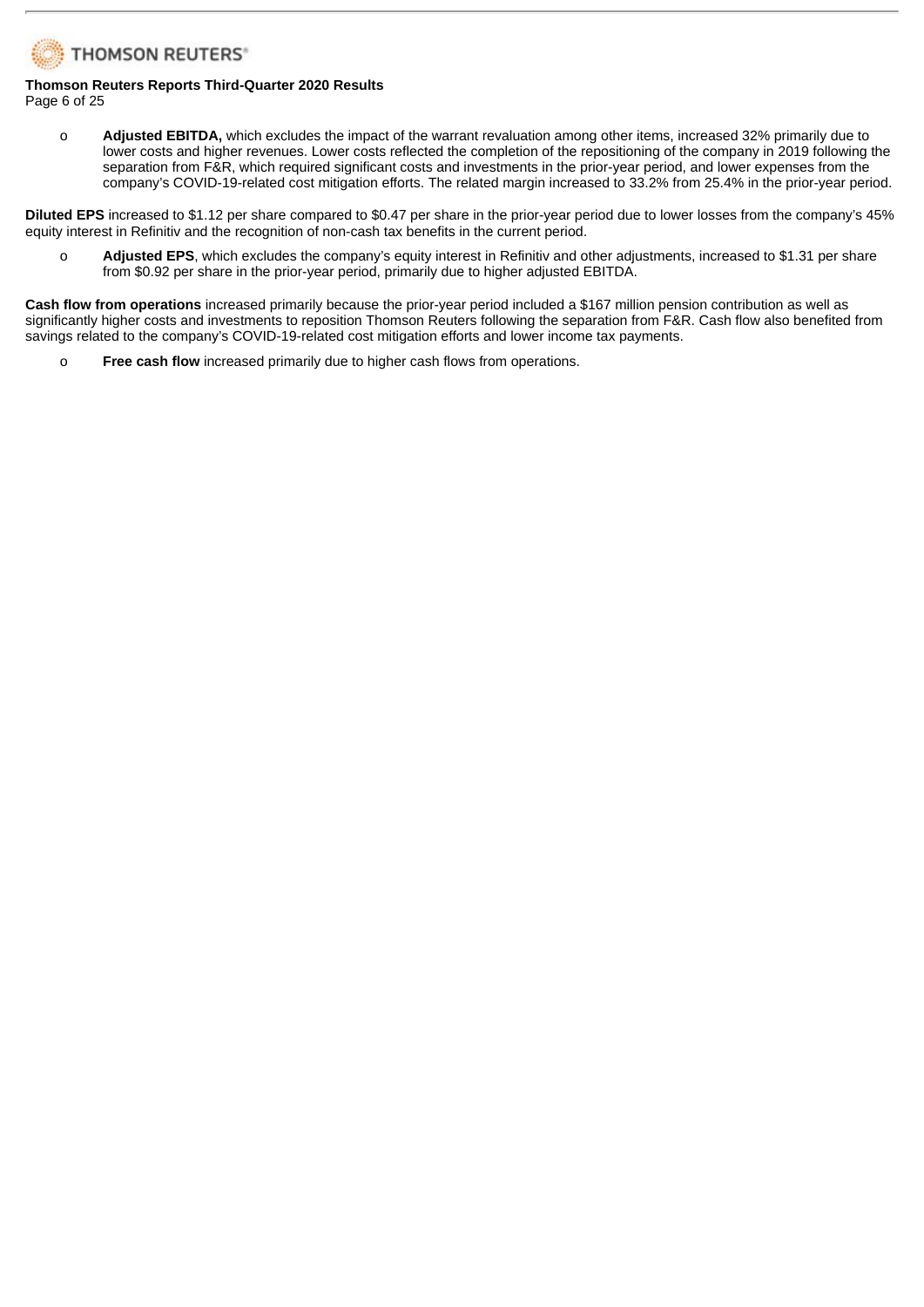- **Adjusted EBITDA,** which excludes the impact of the warrant revaluation among other items, increased 32% primarily due to lower costs and higher revenues. Lower costs reflected the completion of the repositioning of the company in 2019 following the separation from F&R, which required significant costs and investments in the prior-year period, and lower expenses from the company's COVID-19-related cost mitigation efforts. The related margin increased to 33.2% from 25.4% in the prior-year period.

**Diluted EPS** increased to $1.12 per share compared to $0.47 per share in the prior-year period due to lower losses from the company's 45% equity interest in Refinitiv and the recognition of non-cash tax benefits in the current period.

- **Adjusted EPS**, which excludes the company's equity interest in Refinitiv and other adjustments, increased to $1.31 per share from $0.92 per share in the prior-year period, primarily due to higher adjusted EBITDA.

**Cash flow from operations** increased primarily because the prior-year period included a $167 million pension contribution as well as significantly higher costs and investments to reposition Thomson Reuters following the separation from F&R. Cash flow also benefited from savings related to the company's COVID-19-related cost mitigation efforts and lower income tax payments.

- **Free cash flow** increased primarily due to higher cash flows from operations.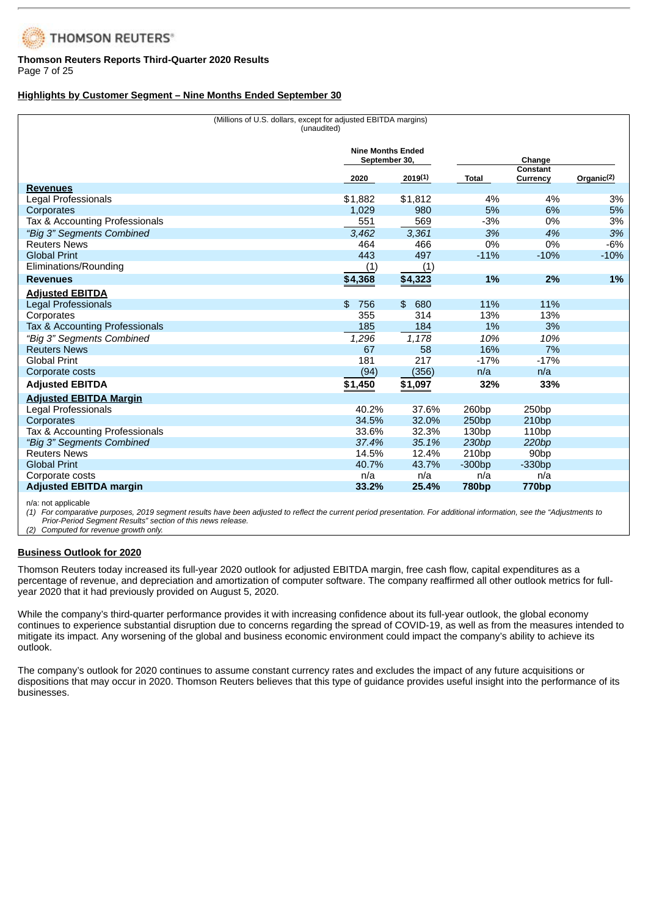**Thomson Reuters Reports Third-Quarter 2020 Results**

## Highlights by Customer Segment – Nine Months Ended September 30

(Millions of U.S. dollars, except for adjusted EBITDA margins)
(unaudited)

| | Nine Months Ended September 30, | | Change | | |
|---|---|---|---|---|---|
| | 2020 | 2019(1) | Total | Constant Currency | Organic(2) |
| **Revenues** | | | | | |
| Legal Professionals | $1,882 | $1,812 | 4% | 4% | 3% |
| Corporates | 1,029 | 980 | 5% | 6% | 5% |
| Tax & Accounting Professionals | 551 | 569 | -3% | 0% | 3% |
| *"Big 3" Segments Combined* | *3,462* | *3,361* | *3%* | *4%* | *3%* |
| Reuters News | 464 | 466 | 0% | 0% | -6% |
| Global Print | 443 | 497 | -11% | -10% | -10% |
| Eliminations/Rounding | (1) | (1) | | | |
| **Revenues** | **$4,368** | **$4,323** | **1%** | **2%** | **1%** |
| **Adjusted EBITDA** | | | | | |
| Legal Professionals | $ 756 | $ 680 | 11% | 11% | |
| Corporates | 355 | 314 | 13% | 13% | |
| Tax & Accounting Professionals | 185 | 184 | 1% | 3% | |
| *"Big 3" Segments Combined* | *1,296* | *1,178* | *10%* | *10%* | |
| Reuters News | 67 | 58 | 16% | 7% | |
| Global Print | 181 | 217 | -17% | -17% | |
| Corporate costs | (94) | (356) | n/a | n/a | |
| **Adjusted EBITDA** | **$1,450** | **$1,097** | **32%** | **33%** | |
| **Adjusted EBITDA Margin** | | | | | |
| Legal Professionals | 40.2% | 37.6% | 260bp | 250bp | |
| Corporates | 34.5% | 32.0% | 250bp | 210bp | |
| Tax & Accounting Professionals | 33.6% | 32.3% | 130bp | 110bp | |
| *"Big 3" Segments Combined* | *37.4%* | *35.1%* | *230bp* | *220bp* | |
| Reuters News | 14.5% | 12.4% | 210bp | 90bp | |
| Global Print | 40.7% | 43.7% | -300bp | -330bp | |
| Corporate costs | n/a | n/a | n/a | n/a | |
| **Adjusted EBITDA margin** | **33.2%** | **25.4%** | **780bp** | **770bp** | |

n/a: not applicable

*(1) For comparative purposes, 2019 segment results have been adjusted to reflect the current period presentation. For additional information, see the "Adjustments to Prior-Period Segment Results" section of this news release.*

*(2) Computed for revenue growth only.*

## Business Outlook for 2020

Thomson Reuters today increased its full-year 2020 outlook for adjusted EBITDA margin, free cash flow, capital expenditures as a percentage of revenue, and depreciation and amortization of computer software. The company reaffirmed all other outlook metrics for full-year 2020 that it had previously provided on August 5, 2020.

While the company's third-quarter performance provides it with increasing confidence about its full-year outlook, the global economy continues to experience substantial disruption due to concerns regarding the spread of COVID-19, as well as from the measures intended to mitigate its impact. Any worsening of the global and business economic environment could impact the company's ability to achieve its outlook.

The company's outlook for 2020 continues to assume constant currency rates and excludes the impact of any future acquisitions or dispositions that may occur in 2020. Thomson Reuters believes that this type of guidance provides useful insight into the performance of its businesses.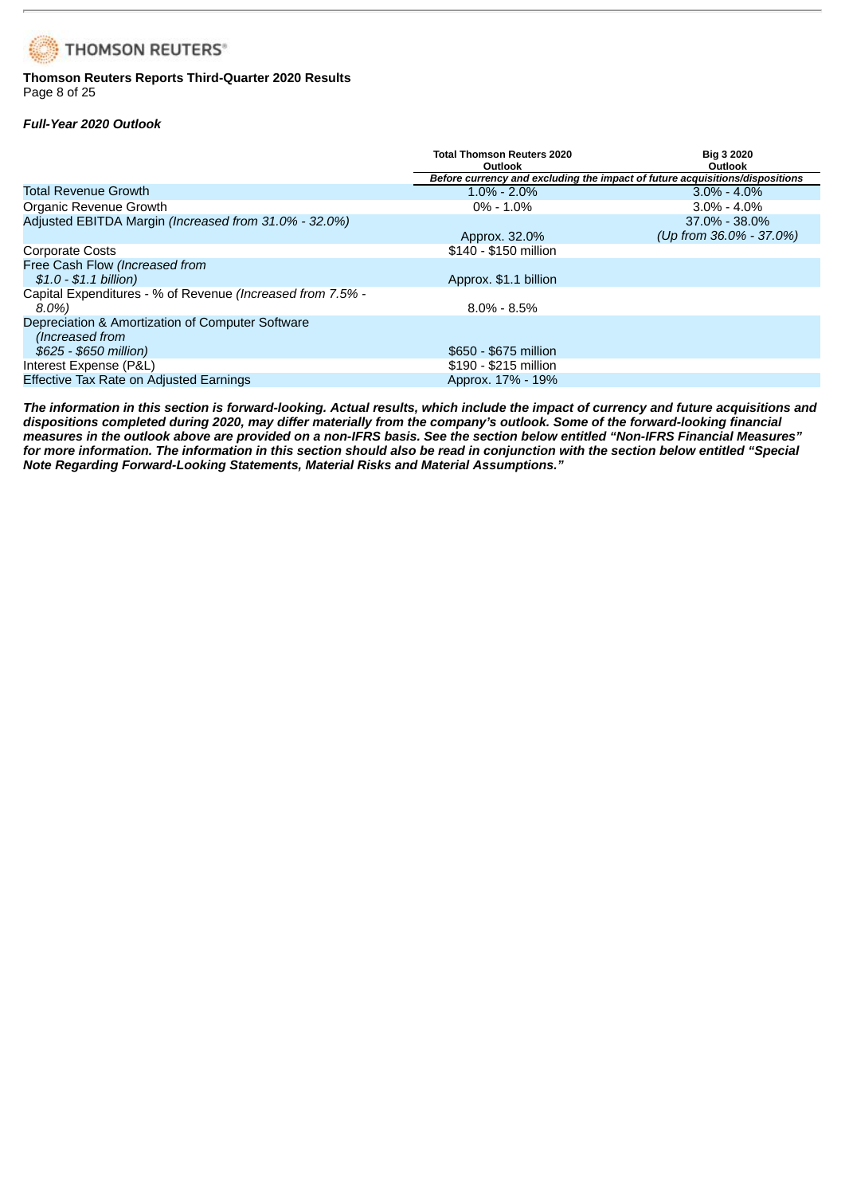### *Full-Year 2020 Outlook*

| | Total Thomson Reuters 2020 Outlook | Big 3 2020 Outlook |
|---|---|---|
| | *Before currency and excluding the impact of future acquisitions/dispositions* | |
| Total Revenue Growth | 1.0% - 2.0% | 3.0% - 4.0% |
| Organic Revenue Growth | 0% - 1.0% | 3.0% - 4.0% |
| Adjusted EBITDA Margin *(Increased from 31.0% - 32.0%)* | Approx. 32.0% | 37.0% - 38.0% *(Up from 36.0% - 37.0%)* |
| Corporate Costs | $140 - $150 million | |
| Free Cash Flow *(Increased from $1.0 - $1.1 billion)* | Approx. $1.1 billion | |
| Capital Expenditures - % of Revenue *(Increased from 7.5% - 8.0%)* | 8.0% - 8.5% | |
| Depreciation & Amortization of Computer Software *(Increased from $625 - $650 million)* | $650 - $675 million | |
| Interest Expense (P&L) | $190 - $215 million | |
| Effective Tax Rate on Adjusted Earnings | Approx. 17% - 19% | |

***The information in this section is forward-looking. Actual results, which include the impact of currency and future acquisitions and dispositions completed during 2020, may differ materially from the company's outlook. Some of the forward-looking financial measures in the outlook above are provided on a non-IFRS basis. See the section below entitled "Non-IFRS Financial Measures" for more information. The information in this section should also be read in conjunction with the section below entitled "Special Note Regarding Forward-Looking Statements, Material Risks and Material Assumptions."***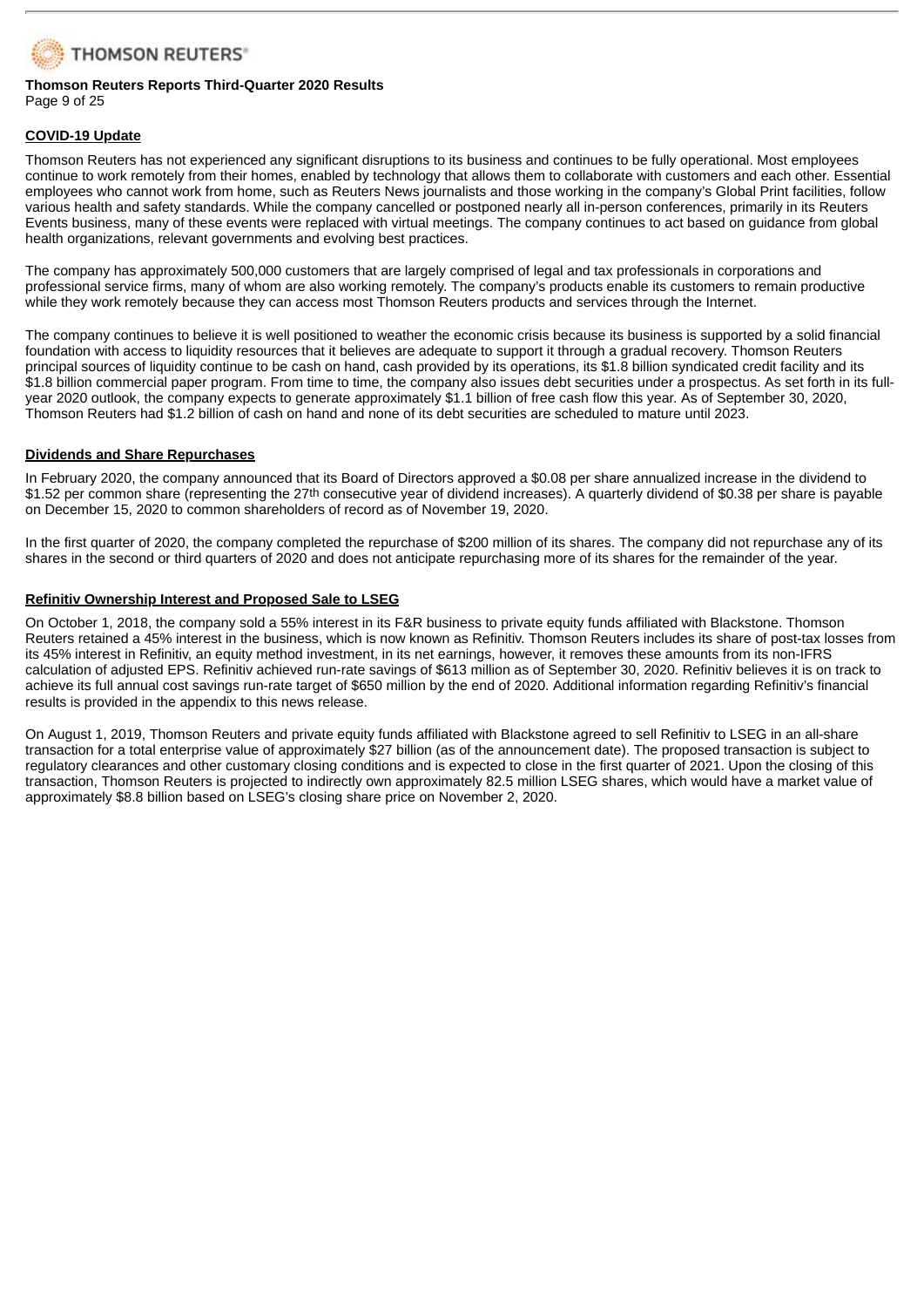## COVID-19 Update

Thomson Reuters has not experienced any significant disruptions to its business and continues to be fully operational. Most employees continue to work remotely from their homes, enabled by technology that allows them to collaborate with customers and each other. Essential employees who cannot work from home, such as Reuters News journalists and those working in the company's Global Print facilities, follow various health and safety standards. While the company cancelled or postponed nearly all in-person conferences, primarily in its Reuters Events business, many of these events were replaced with virtual meetings. The company continues to act based on guidance from global health organizations, relevant governments and evolving best practices.

The company has approximately 500,000 customers that are largely comprised of legal and tax professionals in corporations and professional service firms, many of whom are also working remotely. The company's products enable its customers to remain productive while they work remotely because they can access most Thomson Reuters products and services through the Internet.

The company continues to believe it is well positioned to weather the economic crisis because its business is supported by a solid financial foundation with access to liquidity resources that it believes are adequate to support it through a gradual recovery. Thomson Reuters principal sources of liquidity continue to be cash on hand, cash provided by its operations, its $1.8 billion syndicated credit facility and its $1.8 billion commercial paper program. From time to time, the company also issues debt securities under a prospectus. As set forth in its full-year 2020 outlook, the company expects to generate approximately $1.1 billion of free cash flow this year. As of September 30, 2020, Thomson Reuters had $1.2 billion of cash on hand and none of its debt securities are scheduled to mature until 2023.

## Dividends and Share Repurchases

In February 2020, the company announced that its Board of Directors approved a $0.08 per share annualized increase in the dividend to $1.52 per common share (representing the 27th consecutive year of dividend increases). A quarterly dividend of $0.38 per share is payable on December 15, 2020 to common shareholders of record as of November 19, 2020.

In the first quarter of 2020, the company completed the repurchase of $200 million of its shares. The company did not repurchase any of its shares in the second or third quarters of 2020 and does not anticipate repurchasing more of its shares for the remainder of the year.

## Refinitiv Ownership Interest and Proposed Sale to LSEG

On October 1, 2018, the company sold a 55% interest in its F&R business to private equity funds affiliated with Blackstone. Thomson Reuters retained a 45% interest in the business, which is now known as Refinitiv. Thomson Reuters includes its share of post-tax losses from its 45% interest in Refinitiv, an equity method investment, in its net earnings, however, it removes these amounts from its non-IFRS calculation of adjusted EPS. Refinitiv achieved run-rate savings of $613 million as of September 30, 2020. Refinitiv believes it is on track to achieve its full annual cost savings run-rate target of $650 million by the end of 2020. Additional information regarding Refinitiv's financial results is provided in the appendix to this news release.

On August 1, 2019, Thomson Reuters and private equity funds affiliated with Blackstone agreed to sell Refinitiv to LSEG in an all-share transaction for a total enterprise value of approximately $27 billion (as of the announcement date). The proposed transaction is subject to regulatory clearances and other customary closing conditions and is expected to close in the first quarter of 2021. Upon the closing of this transaction, Thomson Reuters is projected to indirectly own approximately 82.5 million LSEG shares, which would have a market value of approximately $8.8 billion based on LSEG's closing share price on November 2, 2020.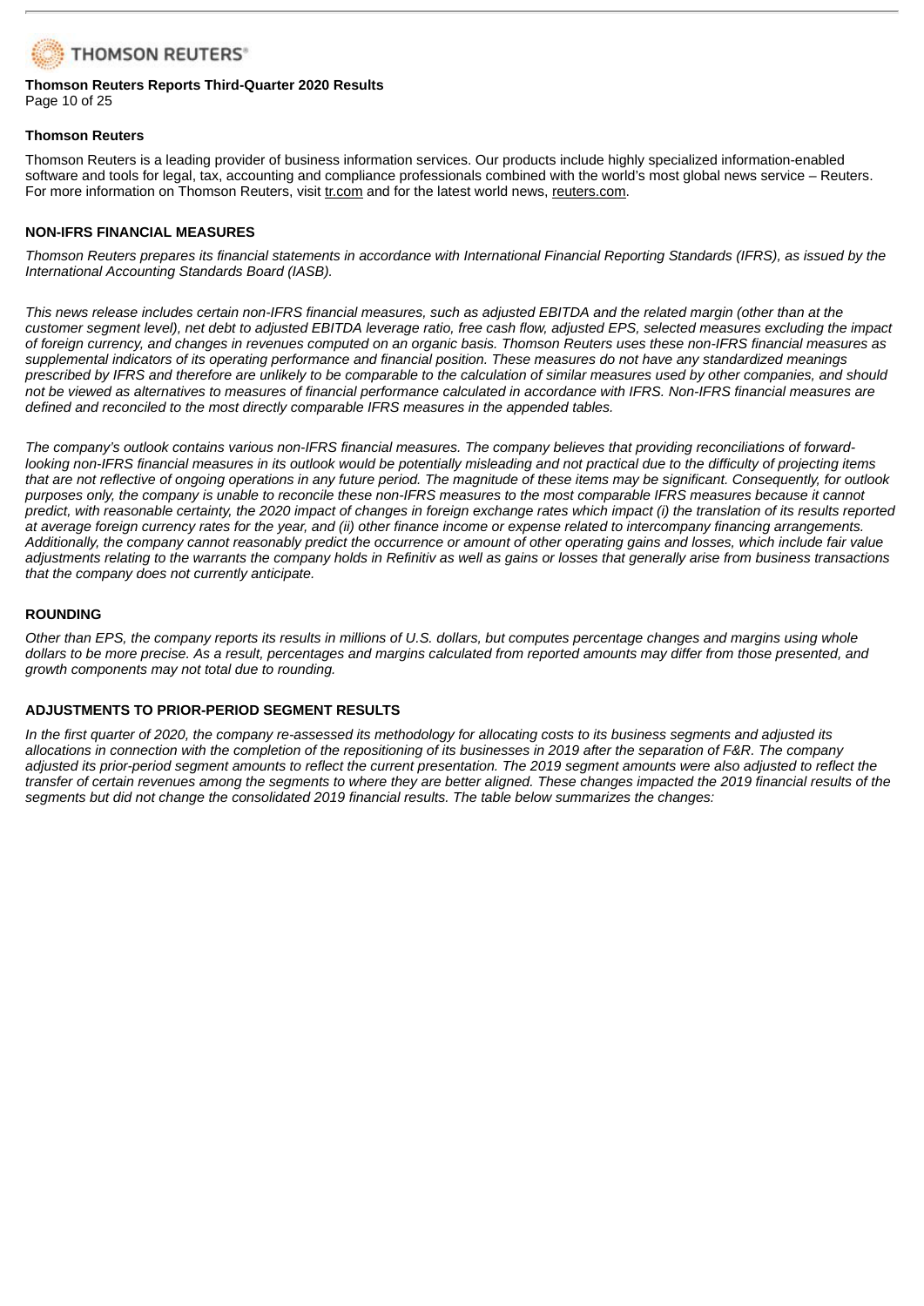### Thomson Reuters

Thomson Reuters is a leading provider of business information services. Our products include highly specialized information-enabled software and tools for legal, tax, accounting and compliance professionals combined with the world's most global news service – Reuters. For more information on Thomson Reuters, visit tr.com and for the latest world news, reuters.com.

### NON-IFRS FINANCIAL MEASURES

*Thomson Reuters prepares its financial statements in accordance with International Financial Reporting Standards (IFRS), as issued by the International Accounting Standards Board (IASB).*

*This news release includes certain non-IFRS financial measures, such as adjusted EBITDA and the related margin (other than at the customer segment level), net debt to adjusted EBITDA leverage ratio, free cash flow, adjusted EPS, selected measures excluding the impact of foreign currency, and changes in revenues computed on an organic basis. Thomson Reuters uses these non-IFRS financial measures as supplemental indicators of its operating performance and financial position. These measures do not have any standardized meanings prescribed by IFRS and therefore are unlikely to be comparable to the calculation of similar measures used by other companies, and should not be viewed as alternatives to measures of financial performance calculated in accordance with IFRS. Non-IFRS financial measures are defined and reconciled to the most directly comparable IFRS measures in the appended tables.*

*The company's outlook contains various non-IFRS financial measures. The company believes that providing reconciliations of forward-looking non-IFRS financial measures in its outlook would be potentially misleading and not practical due to the difficulty of projecting items that are not reflective of ongoing operations in any future period. The magnitude of these items may be significant. Consequently, for outlook purposes only, the company is unable to reconcile these non-IFRS measures to the most comparable IFRS measures because it cannot predict, with reasonable certainty, the 2020 impact of changes in foreign exchange rates which impact (i) the translation of its results reported at average foreign currency rates for the year, and (ii) other finance income or expense related to intercompany financing arrangements. Additionally, the company cannot reasonably predict the occurrence or amount of other operating gains and losses, which include fair value adjustments relating to the warrants the company holds in Refinitiv as well as gains or losses that generally arise from business transactions that the company does not currently anticipate.*

### ROUNDING

*Other than EPS, the company reports its results in millions of U.S. dollars, but computes percentage changes and margins using whole dollars to be more precise. As a result, percentages and margins calculated from reported amounts may differ from those presented, and growth components may not total due to rounding.*

### ADJUSTMENTS TO PRIOR-PERIOD SEGMENT RESULTS

*In the first quarter of 2020, the company re-assessed its methodology for allocating costs to its business segments and adjusted its allocations in connection with the completion of the repositioning of its businesses in 2019 after the separation of F&R. The company adjusted its prior-period segment amounts to reflect the current presentation. The 2019 segment amounts were also adjusted to reflect the transfer of certain revenues among the segments to where they are better aligned. These changes impacted the 2019 financial results of the segments but did not change the consolidated 2019 financial results. The table below summarizes the changes:*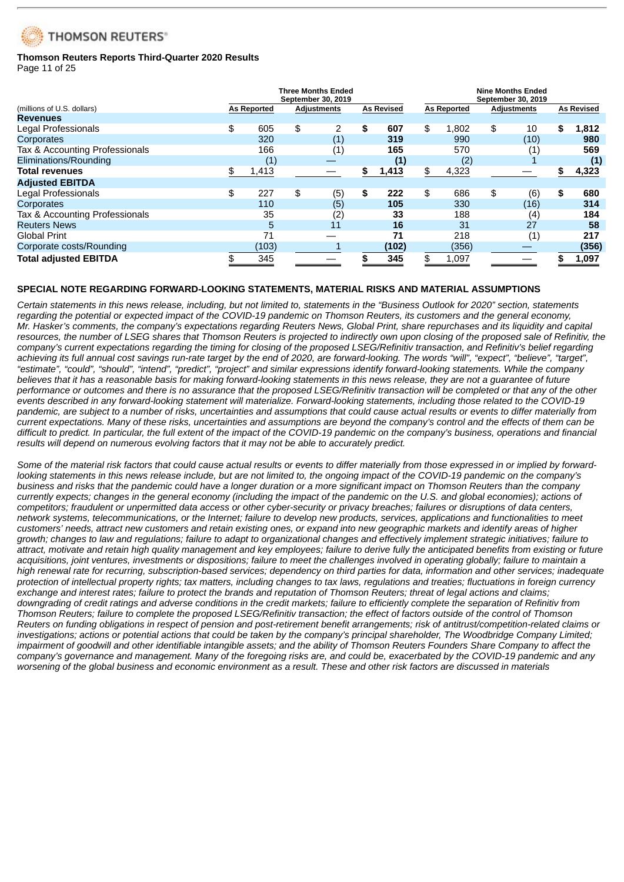| (millions of U.S. dollars) | Three Months Ended September 30, 2019 | | | Nine Months Ended September 30, 2019 | | |
|---|---|---|---|---|---|---|
| | As Reported | Adjustments | As Revised | As Reported | Adjustments | As Revised |
| **Revenues** | | | | | | |
| Legal Professionals | $ 605 | $ 2 | **$ 607** | $ 1,802 | $ 10 | **$ 1,812** |
| Corporates | 320 | (1) | **319** | 990 | (10) | **980** |
| Tax & Accounting Professionals | 166 | (1) | **165** | 570 | (1) | **569** |
| Eliminations/Rounding | (1) | — | **(1)** | (2) | 1 | **(1)** |
| **Total revenues** | $ 1,413 | — | **$ 1,413** | $ 4,323 | — | **$ 4,323** |
| **Adjusted EBITDA** | | | | | | |
| Legal Professionals | $ 227 | $ (5) | **$ 222** | $ 686 | $ (6) | **$ 680** |
| Corporates | 110 | (5) | **105** | 330 | (16) | **314** |
| Tax & Accounting Professionals | 35 | (2) | **33** | 188 | (4) | **184** |
| Reuters News | 5 | 11 | **16** | 31 | 27 | **58** |
| Global Print | 71 | — | **71** | 218 | (1) | **217** |
| Corporate costs/Rounding | (103) | 1 | **(102)** | (356) | — | **(356)** |
| **Total adjusted EBITDA** | $ 345 | — | **$ 345** | $ 1,097 | — | **$ 1,097** |

## SPECIAL NOTE REGARDING FORWARD-LOOKING STATEMENTS, MATERIAL RISKS AND MATERIAL ASSUMPTIONS

*Certain statements in this news release, including, but not limited to, statements in the "Business Outlook for 2020" section, statements regarding the potential or expected impact of the COVID-19 pandemic on Thomson Reuters, its customers and the general economy, Mr. Hasker's comments, the company's expectations regarding Reuters News, Global Print, share repurchases and its liquidity and capital resources, the number of LSEG shares that Thomson Reuters is projected to indirectly own upon closing of the proposed sale of Refinitiv, the company's current expectations regarding the timing for closing of the proposed LSEG/Refinitiv transaction, and Refinitiv's belief regarding achieving its full annual cost savings run-rate target by the end of 2020, are forward-looking. The words "will", "expect", "believe", "target", "estimate", "could", "should", "intend", "predict", "project" and similar expressions identify forward-looking statements. While the company believes that it has a reasonable basis for making forward-looking statements in this news release, they are not a guarantee of future performance or outcomes and there is no assurance that the proposed LSEG/Refinitiv transaction will be completed or that any of the other events described in any forward-looking statement will materialize. Forward-looking statements, including those related to the COVID-19 pandemic, are subject to a number of risks, uncertainties and assumptions that could cause actual results or events to differ materially from current expectations. Many of these risks, uncertainties and assumptions are beyond the company's control and the effects of them can be difficult to predict. In particular, the full extent of the impact of the COVID-19 pandemic on the company's business, operations and financial results will depend on numerous evolving factors that it may not be able to accurately predict.*

*Some of the material risk factors that could cause actual results or events to differ materially from those expressed in or implied by forward-looking statements in this news release include, but are not limited to, the ongoing impact of the COVID-19 pandemic on the company's business and risks that the pandemic could have a longer duration or a more significant impact on Thomson Reuters than the company currently expects; changes in the general economy (including the impact of the pandemic on the U.S. and global economies); actions of competitors; fraudulent or unpermitted data access or other cyber-security or privacy breaches; failures or disruptions of data centers, network systems, telecommunications, or the Internet; failure to develop new products, services, applications and functionalities to meet customers' needs, attract new customers and retain existing ones, or expand into new geographic markets and identify areas of higher growth; changes to law and regulations; failure to adapt to organizational changes and effectively implement strategic initiatives; failure to attract, motivate and retain high quality management and key employees; failure to derive fully the anticipated benefits from existing or future acquisitions, joint ventures, investments or dispositions; failure to meet the challenges involved in operating globally; failure to maintain a high renewal rate for recurring, subscription-based services; dependency on third parties for data, information and other services; inadequate protection of intellectual property rights; tax matters, including changes to tax laws, regulations and treaties; fluctuations in foreign currency exchange and interest rates; failure to protect the brands and reputation of Thomson Reuters; threat of legal actions and claims; downgrading of credit ratings and adverse conditions in the credit markets; failure to efficiently complete the separation of Refinitiv from Thomson Reuters; failure to complete the proposed LSEG/Refinitiv transaction; the effect of factors outside of the control of Thomson Reuters on funding obligations in respect of pension and post-retirement benefit arrangements; risk of antitrust/competition-related claims or investigations; actions or potential actions that could be taken by the company's principal shareholder, The Woodbridge Company Limited; impairment of goodwill and other identifiable intangible assets; and the ability of Thomson Reuters Founders Share Company to affect the company's governance and management. Many of the foregoing risks are, and could be, exacerbated by the COVID-19 pandemic and any worsening of the global business and economic environment as a result. These and other risk factors are discussed in materials*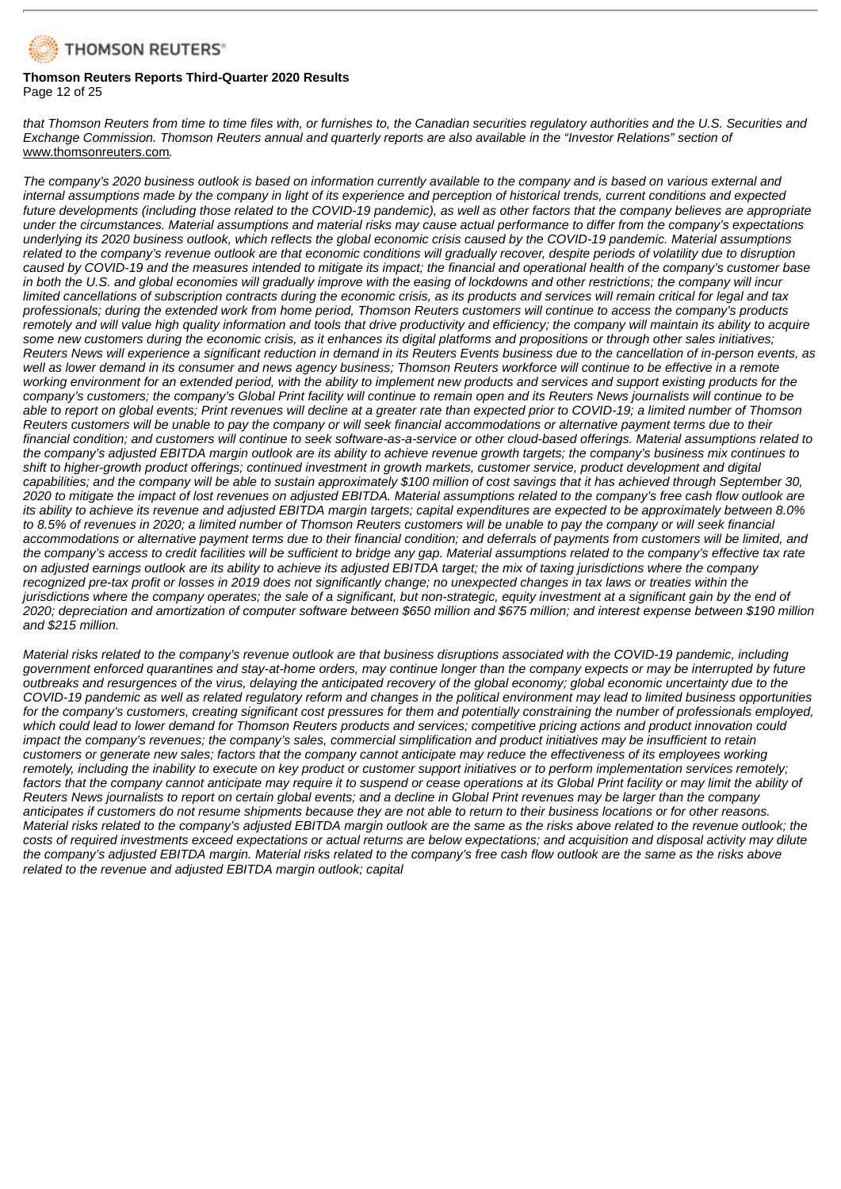*that Thomson Reuters from time to time files with, or furnishes to, the Canadian securities regulatory authorities and the U.S. Securities and Exchange Commission. Thomson Reuters annual and quarterly reports are also available in the "Investor Relations" section of* www.thomsonreuters.com*.*

*The company's 2020 business outlook is based on information currently available to the company and is based on various external and internal assumptions made by the company in light of its experience and perception of historical trends, current conditions and expected future developments (including those related to the COVID-19 pandemic), as well as other factors that the company believes are appropriate under the circumstances. Material assumptions and material risks may cause actual performance to differ from the company's expectations underlying its 2020 business outlook, which reflects the global economic crisis caused by the COVID-19 pandemic. Material assumptions related to the company's revenue outlook are that economic conditions will gradually recover, despite periods of volatility due to disruption caused by COVID-19 and the measures intended to mitigate its impact; the financial and operational health of the company's customer base in both the U.S. and global economies will gradually improve with the easing of lockdowns and other restrictions; the company will incur limited cancellations of subscription contracts during the economic crisis, as its products and services will remain critical for legal and tax professionals; during the extended work from home period, Thomson Reuters customers will continue to access the company's products remotely and will value high quality information and tools that drive productivity and efficiency; the company will maintain its ability to acquire some new customers during the economic crisis, as it enhances its digital platforms and propositions or through other sales initiatives; Reuters News will experience a significant reduction in demand in its Reuters Events business due to the cancellation of in-person events, as well as lower demand in its consumer and news agency business; Thomson Reuters workforce will continue to be effective in a remote working environment for an extended period, with the ability to implement new products and services and support existing products for the company's customers; the company's Global Print facility will continue to remain open and its Reuters News journalists will continue to be able to report on global events; Print revenues will decline at a greater rate than expected prior to COVID-19; a limited number of Thomson Reuters customers will be unable to pay the company or will seek financial accommodations or alternative payment terms due to their financial condition; and customers will continue to seek software-as-a-service or other cloud-based offerings. Material assumptions related to the company's adjusted EBITDA margin outlook are its ability to achieve revenue growth targets; the company's business mix continues to shift to higher-growth product offerings; continued investment in growth markets, customer service, product development and digital capabilities; and the company will be able to sustain approximately \$100 million of cost savings that it has achieved through September 30, 2020 to mitigate the impact of lost revenues on adjusted EBITDA. Material assumptions related to the company's free cash flow outlook are its ability to achieve its revenue and adjusted EBITDA margin targets; capital expenditures are expected to be approximately between 8.0% to 8.5% of revenues in 2020; a limited number of Thomson Reuters customers will be unable to pay the company or will seek financial accommodations or alternative payment terms due to their financial condition; and deferrals of payments from customers will be limited, and the company's access to credit facilities will be sufficient to bridge any gap. Material assumptions related to the company's effective tax rate on adjusted earnings outlook are its ability to achieve its adjusted EBITDA target; the mix of taxing jurisdictions where the company recognized pre-tax profit or losses in 2019 does not significantly change; no unexpected changes in tax laws or treaties within the jurisdictions where the company operates; the sale of a significant, but non-strategic, equity investment at a significant gain by the end of 2020; depreciation and amortization of computer software between \$650 million and \$675 million; and interest expense between \$190 million and \$215 million.*

*Material risks related to the company's revenue outlook are that business disruptions associated with the COVID-19 pandemic, including government enforced quarantines and stay-at-home orders, may continue longer than the company expects or may be interrupted by future outbreaks and resurgences of the virus, delaying the anticipated recovery of the global economy; global economic uncertainty due to the COVID-19 pandemic as well as related regulatory reform and changes in the political environment may lead to limited business opportunities for the company's customers, creating significant cost pressures for them and potentially constraining the number of professionals employed, which could lead to lower demand for Thomson Reuters products and services; competitive pricing actions and product innovation could impact the company's revenues; the company's sales, commercial simplification and product initiatives may be insufficient to retain customers or generate new sales; factors that the company cannot anticipate may reduce the effectiveness of its employees working remotely, including the inability to execute on key product or customer support initiatives or to perform implementation services remotely; factors that the company cannot anticipate may require it to suspend or cease operations at its Global Print facility or may limit the ability of Reuters News journalists to report on certain global events; and a decline in Global Print revenues may be larger than the company anticipates if customers do not resume shipments because they are not able to return to their business locations or for other reasons. Material risks related to the company's adjusted EBITDA margin outlook are the same as the risks above related to the revenue outlook; the costs of required investments exceed expectations or actual returns are below expectations; and acquisition and disposal activity may dilute the company's adjusted EBITDA margin. Material risks related to the company's free cash flow outlook are the same as the risks above related to the revenue and adjusted EBITDA margin outlook; capital*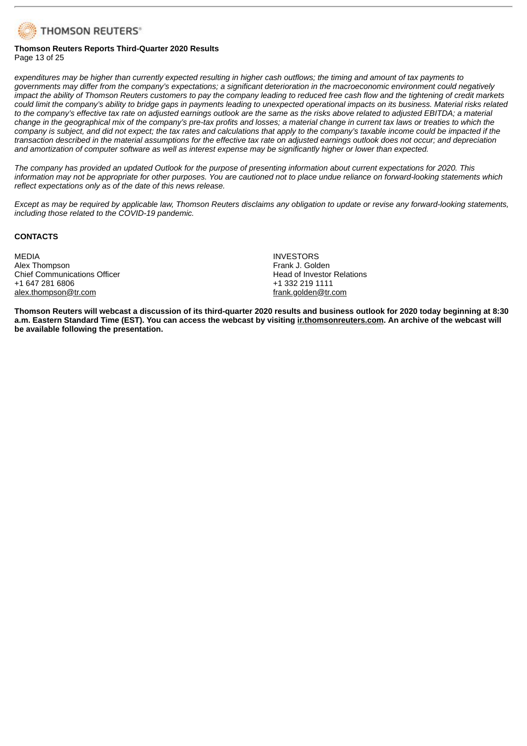*expenditures may be higher than currently expected resulting in higher cash outflows; the timing and amount of tax payments to governments may differ from the company's expectations; a significant deterioration in the macroeconomic environment could negatively impact the ability of Thomson Reuters customers to pay the company leading to reduced free cash flow and the tightening of credit markets could limit the company's ability to bridge gaps in payments leading to unexpected operational impacts on its business. Material risks related to the company's effective tax rate on adjusted earnings outlook are the same as the risks above related to adjusted EBITDA; a material change in the geographical mix of the company's pre-tax profits and losses; a material change in current tax laws or treaties to which the company is subject, and did not expect; the tax rates and calculations that apply to the company's taxable income could be impacted if the transaction described in the material assumptions for the effective tax rate on adjusted earnings outlook does not occur; and depreciation and amortization of computer software as well as interest expense may be significantly higher or lower than expected.*

*The company has provided an updated Outlook for the purpose of presenting information about current expectations for 2020. This information may not be appropriate for other purposes. You are cautioned not to place undue reliance on forward-looking statements which reflect expectations only as of the date of this news release.*

*Except as may be required by applicable law, Thomson Reuters disclaims any obligation to update or revise any forward-looking statements, including those related to the COVID-19 pandemic.*

**CONTACTS**

MEDIA
Alex Thompson
Chief Communications Officer
+1 647 281 6806
alex.thompson@tr.com

INVESTORS
Frank J. Golden
Head of Investor Relations
+1 332 219 1111
frank.golden@tr.com

**Thomson Reuters will webcast a discussion of its third-quarter 2020 results and business outlook for 2020 today beginning at 8:30 a.m. Eastern Standard Time (EST). You can access the webcast by visiting ir.thomsonreuters.com. An archive of the webcast will be available following the presentation.**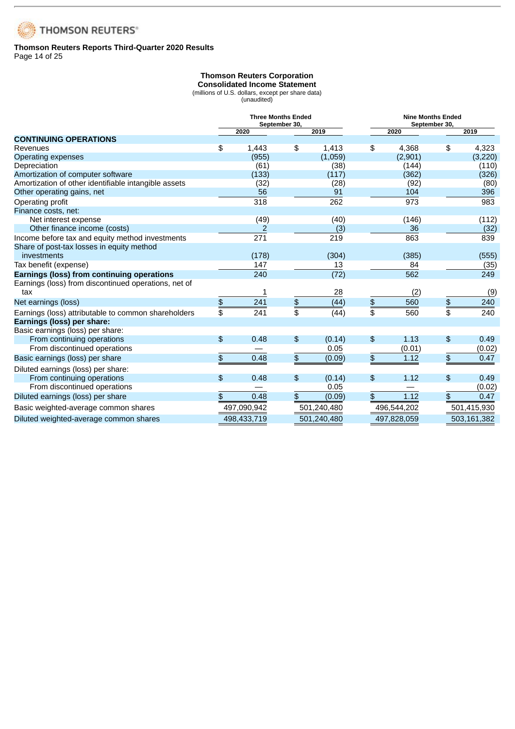**Thomson Reuters Reports Third-Quarter 2020 Results**

## Thomson Reuters Corporation
### Consolidated Income Statement
(millions of U.S. dollars, except per share data)
(unaudited)

| | Three Months Ended September 30, | | Nine Months Ended September 30, | |
|---|---|---|---|---|
| | 2020 | 2019 | 2020 | 2019 |
| **CONTINUING OPERATIONS** | | | | |
| Revenues | $ 1,443 | $ 1,413 | $ 4,368 | $ 4,323 |
| Operating expenses | (955) | (1,059) | (2,901) | (3,220) |
| Depreciation | (61) | (38) | (144) | (110) |
| Amortization of computer software | (133) | (117) | (362) | (326) |
| Amortization of other identifiable intangible assets | (32) | (28) | (92) | (80) |
| Other operating gains, net | 56 | 91 | 104 | 396 |
| Operating profit | 318 | 262 | 973 | 983 |
| Finance costs, net: | | | | |
| Net interest expense | (49) | (40) | (146) | (112) |
| Other finance income (costs) | 2 | (3) | 36 | (32) |
| Income before tax and equity method investments | 271 | 219 | 863 | 839 |
| Share of post-tax losses in equity method investments | (178) | (304) | (385) | (555) |
| Tax benefit (expense) | 147 | 13 | 84 | (35) |
| **Earnings (loss) from continuing operations** | 240 | (72) | 562 | 249 |
| Earnings (loss) from discontinued operations, net of tax | 1 | 28 | (2) | (9) |
| Net earnings (loss) | $ 241 | $ (44) | $ 560 | $ 240 |
| Earnings (loss) attributable to common shareholders | $ 241 | $ (44) | $ 560 | $ 240 |
| **Earnings (loss) per share:** | | | | |
| Basic earnings (loss) per share: | | | | |
| From continuing operations | $ 0.48 | $ (0.14) | $ 1.13 | $ 0.49 |
| From discontinued operations | — | 0.05 | (0.01) | (0.02) |
| Basic earnings (loss) per share | $ 0.48 | $ (0.09) | $ 1.12 | $ 0.47 |
| Diluted earnings (loss) per share: | | | | |
| From continuing operations | $ 0.48 | $ (0.14) | $ 1.12 | $ 0.49 |
| From discontinued operations | — | 0.05 | — | (0.02) |
| Diluted earnings (loss) per share | $ 0.48 | $ (0.09) | $ 1.12 | $ 0.47 |
| Basic weighted-average common shares | 497,090,942 | 501,240,480 | 496,544,202 | 501,415,930 |
| Diluted weighted-average common shares | 498,433,719 | 501,240,480 | 497,828,059 | 503,161,382 |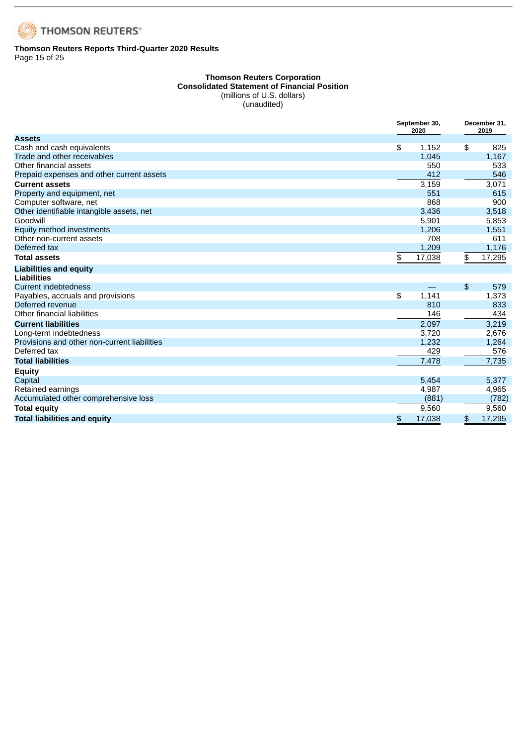**Thomson Reuters Reports Third-Quarter 2020 Results**

**Thomson Reuters Corporation**
**Consolidated Statement of Financial Position**
(millions of U.S. dollars)
(unaudited)

| | September 30, 2020 | December 31, 2019 |
|---|---|---|
| **Assets** | | |
| Cash and cash equivalents | $ 1,152 | $ 825 |
| Trade and other receivables | 1,045 | 1,167 |
| Other financial assets | 550 | 533 |
| Prepaid expenses and other current assets | 412 | 546 |
| **Current assets** | 3,159 | 3,071 |
| Property and equipment, net | 551 | 615 |
| Computer software, net | 868 | 900 |
| Other identifiable intangible assets, net | 3,436 | 3,518 |
| Goodwill | 5,901 | 5,853 |
| Equity method investments | 1,206 | 1,551 |
| Other non-current assets | 708 | 611 |
| Deferred tax | 1,209 | 1,176 |
| **Total assets** | $ 17,038 | $ 17,295 |
| **Liabilities and equity** | | |
| **Liabilities** | | |
| Current indebtedness | — | $ 579 |
| Payables, accruals and provisions | $ 1,141 | 1,373 |
| Deferred revenue | 810 | 833 |
| Other financial liabilities | 146 | 434 |
| **Current liabilities** | 2,097 | 3,219 |
| Long-term indebtedness | 3,720 | 2,676 |
| Provisions and other non-current liabilities | 1,232 | 1,264 |
| Deferred tax | 429 | 576 |
| **Total liabilities** | 7,478 | 7,735 |
| **Equity** | | |
| Capital | 5,454 | 5,377 |
| Retained earnings | 4,987 | 4,965 |
| Accumulated other comprehensive loss | (881) | (782) |
| **Total equity** | 9,560 | 9,560 |
| **Total liabilities and equity** | $ 17,038 | $ 17,295 |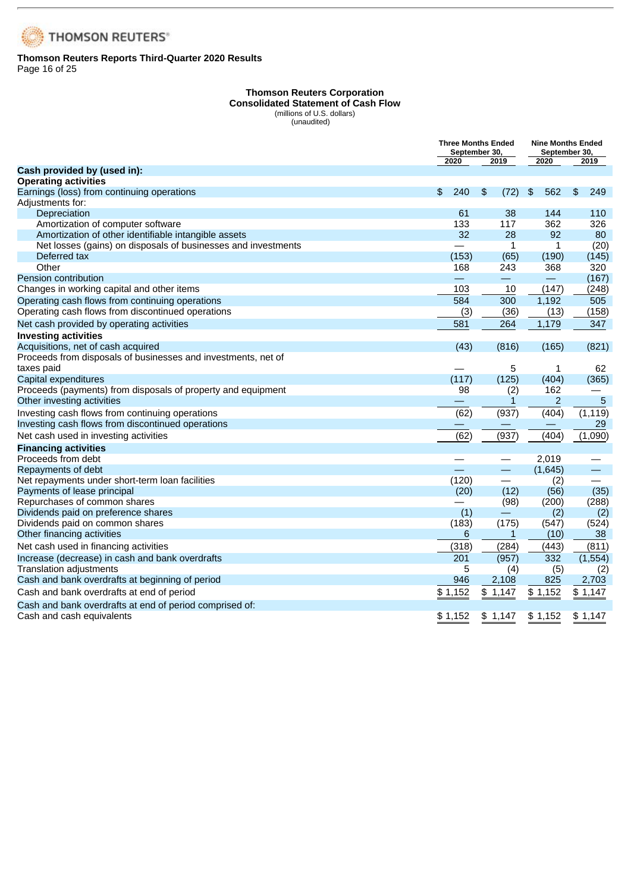**Thomson Reuters Reports Third-Quarter 2020 Results**

## Thomson Reuters Corporation
## Consolidated Statement of Cash Flow
(millions of U.S. dollars)
(unaudited)

| | Three Months Ended September 30, | | Nine Months Ended September 30, | |
|---|---|---|---|---|
| | 2020 | 2019 | 2020 | 2019 |
| **Cash provided by (used in):** | | | | |
| **Operating activities** | | | | |
| Earnings (loss) from continuing operations | $ 240 | $ (72) | $ 562 | $ 249 |
| Adjustments for: | | | | |
| Depreciation | 61 | 38 | 144 | 110 |
| Amortization of computer software | 133 | 117 | 362 | 326 |
| Amortization of other identifiable intangible assets | 32 | 28 | 92 | 80 |
| Net losses (gains) on disposals of businesses and investments | — | 1 | 1 | (20) |
| Deferred tax | (153) | (65) | (190) | (145) |
| Other | 168 | 243 | 368 | 320 |
| Pension contribution | — | — | — | (167) |
| Changes in working capital and other items | 103 | 10 | (147) | (248) |
| Operating cash flows from continuing operations | 584 | 300 | 1,192 | 505 |
| Operating cash flows from discontinued operations | (3) | (36) | (13) | (158) |
| Net cash provided by operating activities | 581 | 264 | 1,179 | 347 |
| **Investing activities** | | | | |
| Acquisitions, net of cash acquired | (43) | (816) | (165) | (821) |
| Proceeds from disposals of businesses and investments, net of taxes paid | — | 5 | 1 | 62 |
| Capital expenditures | (117) | (125) | (404) | (365) |
| Proceeds (payments) from disposals of property and equipment | 98 | (2) | 162 | — |
| Other investing activities | — | 1 | 2 | 5 |
| Investing cash flows from continuing operations | (62) | (937) | (404) | (1,119) |
| Investing cash flows from discontinued operations | — | — | — | 29 |
| Net cash used in investing activities | (62) | (937) | (404) | (1,090) |
| **Financing activities** | | | | |
| Proceeds from debt | — | — | 2,019 | — |
| Repayments of debt | — | — | (1,645) | — |
| Net repayments under short-term loan facilities | (120) | — | (2) | — |
| Payments of lease principal | (20) | (12) | (56) | (35) |
| Repurchases of common shares | — | (98) | (200) | (288) |
| Dividends paid on preference shares | (1) | — | (2) | (2) |
| Dividends paid on common shares | (183) | (175) | (547) | (524) |
| Other financing activities | 6 | 1 | (10) | 38 |
| Net cash used in financing activities | (318) | (284) | (443) | (811) |
| Increase (decrease) in cash and bank overdrafts | 201 | (957) | 332 | (1,554) |
| Translation adjustments | 5 | (4) | (5) | (2) |
| Cash and bank overdrafts at beginning of period | 946 | 2,108 | 825 | 2,703 |
| Cash and bank overdrafts at end of period | $ 1,152 | $ 1,147 | $ 1,152 | $ 1,147 |
| Cash and bank overdrafts at end of period comprised of: | | | | |
| Cash and cash equivalents | $ 1,152 | $ 1,147 | $ 1,152 | $ 1,147 |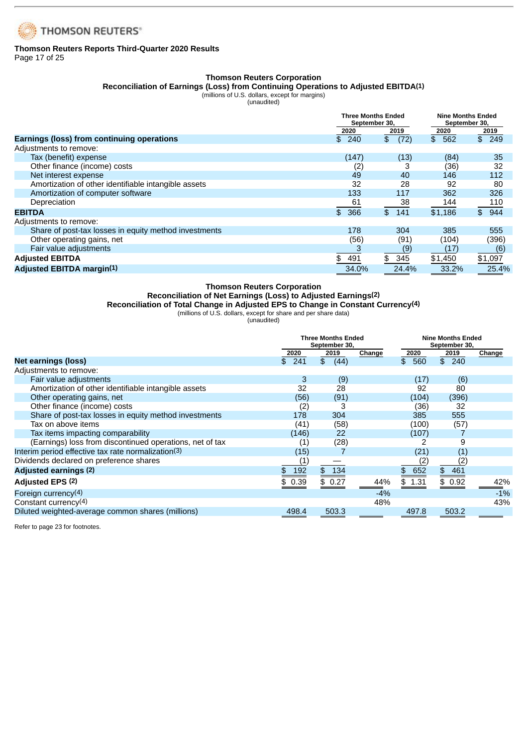**Thomson Reuters Reports Third-Quarter 2020 Results**

## Thomson Reuters Corporation
### Reconciliation of Earnings (Loss) from Continuing Operations to Adjusted EBITDA[1]

(millions of U.S. dollars, except for margins)
(unaudited)

| | Three Months Ended September 30, | | Nine Months Ended September 30, | |
|---|---|---|---|---|
| | 2020 | 2019 | 2020 | 2019 |
| **Earnings (loss) from continuing operations** | $ 240 | $ (72) | $ 562 | $ 249 |
| Adjustments to remove: | | | | |
| Tax (benefit) expense | (147) | (13) | (84) | 35 |
| Other finance (income) costs | (2) | 3 | (36) | 32 |
| Net interest expense | 49 | 40 | 146 | 112 |
| Amortization of other identifiable intangible assets | 32 | 28 | 92 | 80 |
| Amortization of computer software | 133 | 117 | 362 | 326 |
| Depreciation | 61 | 38 | 144 | 110 |
| **EBITDA** | $ 366 | $ 141 | $1,186 | $ 944 |
| Adjustments to remove: | | | | |
| Share of post-tax losses in equity method investments | 178 | 304 | 385 | 555 |
| Other operating gains, net | (56) | (91) | (104) | (396) |
| Fair value adjustments | 3 | (9) | (17) | (6) |
| **Adjusted EBITDA** | $ 491 | $ 345 | $1,450 | $1,097 |
| **Adjusted EBITDA margin[1]** | 34.0% | 24.4% | 33.2% | 25.4% |

## Thomson Reuters Corporation
### Reconciliation of Net Earnings (Loss) to Adjusted Earnings[2]
### Reconciliation of Total Change in Adjusted EPS to Change in Constant Currency[4]

(millions of U.S. dollars, except for share and per share data)
(unaudited)

| | Three Months Ended September 30, | | | Nine Months Ended September 30, | | |
|---|---|---|---|---|---|---|
| | 2020 | 2019 | Change | 2020 | 2019 | Change |
| **Net earnings (loss)** | $ 241 | $ (44) | | $ 560 | $ 240 | |
| Adjustments to remove: | | | | | | |
| Fair value adjustments | 3 | (9) | | (17) | (6) | |
| Amortization of other identifiable intangible assets | 32 | 28 | | 92 | 80 | |
| Other operating gains, net | (56) | (91) | | (104) | (396) | |
| Other finance (income) costs | (2) | 3 | | (36) | 32 | |
| Share of post-tax losses in equity method investments | 178 | 304 | | 385 | 555 | |
| Tax on above items | (41) | (58) | | (100) | (57) | |
| Tax items impacting comparability | (146) | 22 | | (107) | 7 | |
| (Earnings) loss from discontinued operations, net of tax | (1) | (28) | | 2 | 9 | |
| Interim period effective tax rate normalization[3] | (15) | 7 | | (21) | (1) | |
| Dividends declared on preference shares | (1) | — | | (2) | (2) | |
| **Adjusted earnings [2]** | $ 192 | $ 134 | | $ 652 | $ 461 | |
| **Adjusted EPS [2]** | $ 0.39 | $ 0.27 | 44% | $ 1.31 | $ 0.92 | 42% |
| Foreign currency[4] | | | -4% | | | -1% |
| Constant currency[4] | | | 48% | | | 43% |
| Diluted weighted-average common shares (millions) | 498.4 | 503.3 | | 497.8 | 503.2 | |

Refer to page 23 for footnotes.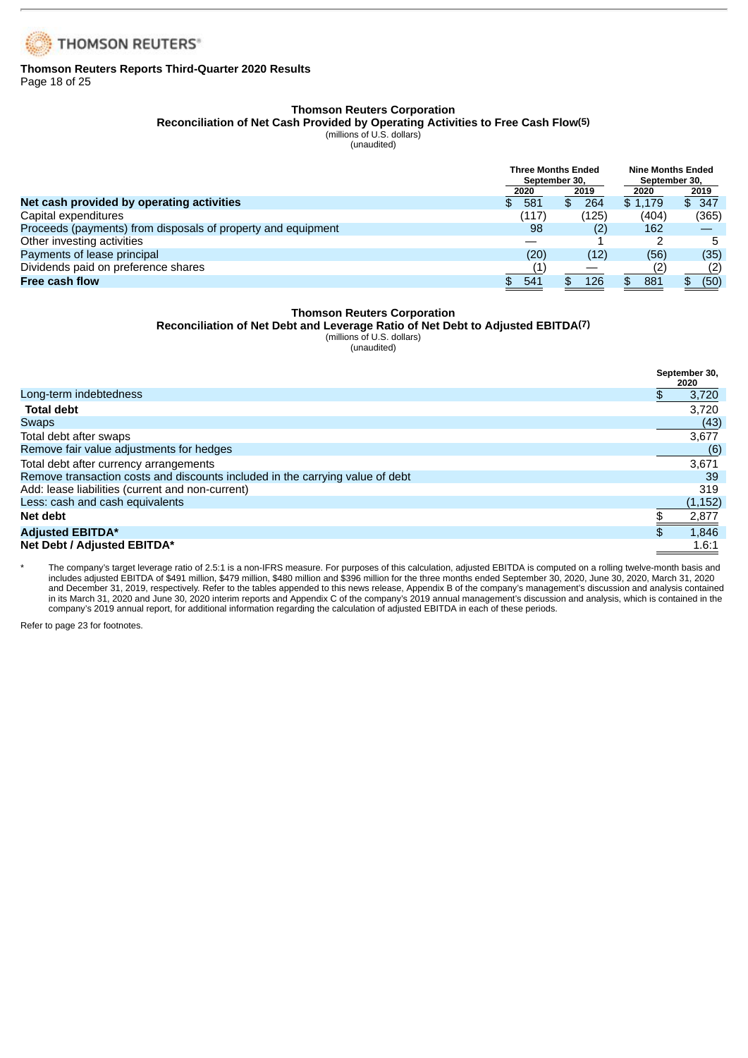**Thomson Reuters Reports Third-Quarter 2020 Results**

## Thomson Reuters Corporation
### Reconciliation of Net Cash Provided by Operating Activities to Free Cash Flow(5)
(millions of U.S. dollars)
(unaudited)

| | Three Months Ended September 30, | | Nine Months Ended September 30, | |
|---|---|---|---|---|
| | 2020 | 2019 | 2020 | 2019 |
| **Net cash provided by operating activities** | $ 581 | $ 264 | $ 1,179 | $ 347 |
| Capital expenditures | (117) | (125) | (404) | (365) |
| Proceeds (payments) from disposals of property and equipment | 98 | (2) | 162 | — |
| Other investing activities | — | 1 | 2 | 5 |
| Payments of lease principal | (20) | (12) | (56) | (35) |
| Dividends paid on preference shares | (1) | — | (2) | (2) |
| **Free cash flow** | $ 541 | $ 126 | $ 881 | $ (50) |

## Thomson Reuters Corporation
### Reconciliation of Net Debt and Leverage Ratio of Net Debt to Adjusted EBITDA(7)
(millions of U.S. dollars)
(unaudited)

| | September 30, 2020 |
|---|---|
| Long-term indebtedness | $ 3,720 |
| **Total debt** | 3,720 |
| Swaps | (43) |
| Total debt after swaps | 3,677 |
| Remove fair value adjustments for hedges | (6) |
| Total debt after currency arrangements | 3,671 |
| Remove transaction costs and discounts included in the carrying value of debt | 39 |
| Add: lease liabilities (current and non-current) | 319 |
| Less: cash and cash equivalents | (1,152) |
| **Net debt** | $ 2,877 |
| **Adjusted EBITDA*** | $ 1,846 |
| **Net Debt / Adjusted EBITDA*** | 1.6:1 |

\* The company's target leverage ratio of 2.5:1 is a non-IFRS measure. For purposes of this calculation, adjusted EBITDA is computed on a rolling twelve-month basis and includes adjusted EBITDA of $491 million, $479 million, $480 million and $396 million for the three months ended September 30, 2020, June 30, 2020, March 31, 2020 and December 31, 2019, respectively. Refer to the tables appended to this news release, Appendix B of the company's management's discussion and analysis contained in its March 31, 2020 and June 30, 2020 interim reports and Appendix C of the company's 2019 annual management's discussion and analysis, which is contained in the company's 2019 annual report, for additional information regarding the calculation of adjusted EBITDA in each of these periods.

Refer to page 23 for footnotes.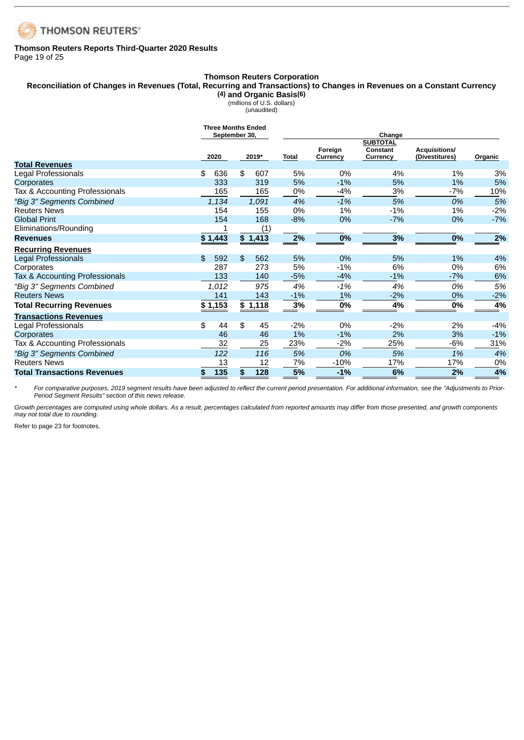Thomson Reuters Reports Third-Quarter 2020 Results

## Thomson Reuters Corporation

### Reconciliation of Changes in Revenues (Total, Recurring and Transactions) to Changes in Revenues on a Constant Currency [(4)] and Organic Basis[(6)]

(millions of U.S. dollars)
(unaudited)

| | Three Months Ended September 30, | | Change | | | | |
|---|---|---|---|---|---|---|---|
| | 2020 | 2019* | Total | Foreign Currency | SUBTOTAL Constant Currency | Acquisitions/ (Divestitures) | Organic |
| **Total Revenues** | | | | | | | |
| Legal Professionals | $ 636 | $ 607 | 5% | 0% | 4% | 1% | 3% |
| Corporates | 333 | 319 | 5% | -1% | 5% | 1% | 5% |
| Tax & Accounting Professionals | 165 | 165 | 0% | -4% | 3% | -7% | 10% |
| *"Big 3" Segments Combined* | *1,134* | *1,091* | *4%* | *-1%* | *5%* | *0%* | *5%* |
| Reuters News | 154 | 155 | 0% | 1% | -1% | 1% | -2% |
| Global Print | 154 | 168 | -8% | 0% | -7% | 0% | -7% |
| Eliminations/Rounding | 1 | (1) | | | | | |
| **Revenues** | **$ 1,443** | **$ 1,413** | **2%** | **0%** | **3%** | **0%** | **2%** |
| **Recurring Revenues** | | | | | | | |
| Legal Professionals | $ 592 | $ 562 | 5% | 0% | 5% | 1% | 4% |
| Corporates | 287 | 273 | 5% | -1% | 6% | 0% | 6% |
| Tax & Accounting Professionals | 133 | 140 | -5% | -4% | -1% | -7% | 6% |
| *"Big 3" Segments Combined* | *1,012* | *975* | *4%* | *-1%* | *4%* | *0%* | *5%* |
| Reuters News | 141 | 143 | -1% | 1% | -2% | 0% | -2% |
| **Total Recurring Revenues** | **$ 1,153** | **$ 1,118** | **3%** | **0%** | **4%** | **0%** | **4%** |
| **Transactions Revenues** | | | | | | | |
| Legal Professionals | $ 44 | $ 45 | -2% | 0% | -2% | 2% | -4% |
| Corporates | 46 | 46 | 1% | -1% | 2% | 3% | -1% |
| Tax & Accounting Professionals | 32 | 25 | 23% | -2% | 25% | -6% | 31% |
| *"Big 3" Segments Combined* | *122* | *116* | *5%* | *0%* | *5%* | *1%* | *4%* |
| Reuters News | 13 | 12 | 7% | -10% | 17% | 17% | 0% |
| **Total Transactions Revenues** | **$ 135** | **$ 128** | **5%** | **-1%** | **6%** | **2%** | **4%** |

\* *For comparative purposes, 2019 segment results have been adjusted to reflect the current period presentation. For additional information, see the "Adjustments to Prior-Period Segment Results" section of this news release.*

*Growth percentages are computed using whole dollars. As a result, percentages calculated from reported amounts may differ from those presented, and growth components may not total due to rounding.*

Refer to page 23 for footnotes.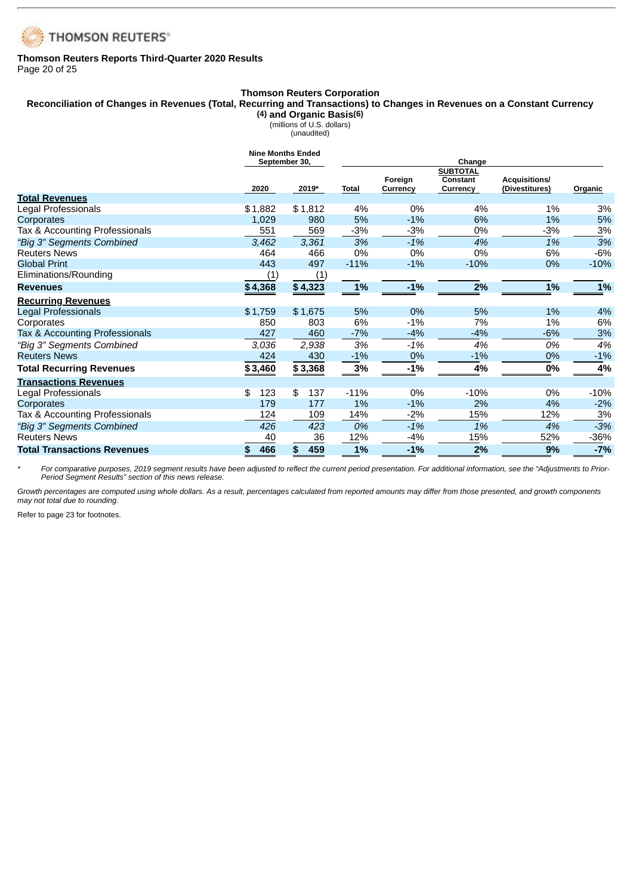**Thomson Reuters Reports Third-Quarter 2020 Results**

## Thomson Reuters Corporation

### Reconciliation of Changes in Revenues (Total, Recurring and Transactions) to Changes in Revenues on a Constant Currency (4) and Organic Basis(6)

(millions of U.S. dollars)
(unaudited)

| | Nine Months Ended September 30, | | Change | | | | |
|---|---|---|---|---|---|---|---|
| | 2020 | 2019* | Total | Foreign Currency | SUBTOTAL Constant Currency | Acquisitions/ (Divestitures) | Organic |
| **Total Revenues** | | | | | | | |
| Legal Professionals | $1,882 | $1,812 | 4% | 0% | 4% | 1% | 3% |
| Corporates | 1,029 | 980 | 5% | -1% | 6% | 1% | 5% |
| Tax & Accounting Professionals | 551 | 569 | -3% | -3% | 0% | -3% | 3% |
| *"Big 3" Segments Combined* | *3,462* | *3,361* | *3%* | *-1%* | *4%* | *1%* | *3%* |
| Reuters News | 464 | 466 | 0% | 0% | 0% | 6% | -6% |
| Global Print | 443 | 497 | -11% | -1% | -10% | 0% | -10% |
| Eliminations/Rounding | (1) | (1) | | | | | |
| **Revenues** | **$4,368** | **$4,323** | **1%** | **-1%** | **2%** | **1%** | **1%** |
| **Recurring Revenues** | | | | | | | |
| Legal Professionals | $1,759 | $1,675 | 5% | 0% | 5% | 1% | 4% |
| Corporates | 850 | 803 | 6% | -1% | 7% | 1% | 6% |
| Tax & Accounting Professionals | 427 | 460 | -7% | -4% | -4% | -6% | 3% |
| *"Big 3" Segments Combined* | *3,036* | *2,938* | *3%* | *-1%* | *4%* | *0%* | *4%* |
| Reuters News | 424 | 430 | -1% | 0% | -1% | 0% | -1% |
| **Total Recurring Revenues** | **$3,460** | **$3,368** | **3%** | **-1%** | **4%** | **0%** | **4%** |
| **Transactions Revenues** | | | | | | | |
| Legal Professionals | $ 123 | $ 137 | -11% | 0% | -10% | 0% | -10% |
| Corporates | 179 | 177 | 1% | -1% | 2% | 4% | -2% |
| Tax & Accounting Professionals | 124 | 109 | 14% | -2% | 15% | 12% | 3% |
| *"Big 3" Segments Combined* | *426* | *423* | *0%* | *-1%* | *1%* | *4%* | *-3%* |
| Reuters News | 40 | 36 | 12% | -4% | 15% | 52% | -36% |
| **Total Transactions Revenues** | **$ 466** | **$ 459** | **1%** | **-1%** | **2%** | **9%** | **-7%** |

\* *For comparative purposes, 2019 segment results have been adjusted to reflect the current period presentation. For additional information, see the "Adjustments to Prior-Period Segment Results" section of this news release.*

*Growth percentages are computed using whole dollars. As a result, percentages calculated from reported amounts may differ from those presented, and growth components may not total due to rounding.*

Refer to page 23 for footnotes.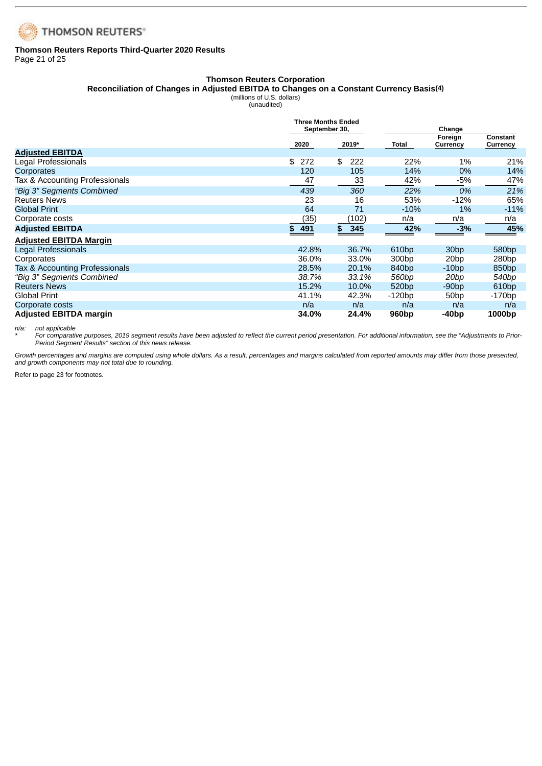**Thomson Reuters Reports Third-Quarter 2020 Results**

## Thomson Reuters Corporation
### Reconciliation of Changes in Adjusted EBITDA to Changes on a Constant Currency Basis(4)
(millions of U.S. dollars)
(unaudited)

| | Three Months Ended September 30, | | Change | | |
|---|---|---|---|---|---|
| | 2020 | 2019* | Total | Foreign Currency | Constant Currency |
| **Adjusted EBITDA** | | | | | |
| Legal Professionals | $ 272 | $ 222 | 22% | 1% | 21% |
| Corporates | 120 | 105 | 14% | 0% | 14% |
| Tax & Accounting Professionals | 47 | 33 | 42% | -5% | 47% |
| *"Big 3" Segments Combined* | *439* | *360* | *22%* | *0%* | *21%* |
| Reuters News | 23 | 16 | 53% | -12% | 65% |
| Global Print | 64 | 71 | -10% | 1% | -11% |
| Corporate costs | (35) | (102) | n/a | n/a | n/a |
| **Adjusted EBITDA** | **$ 491** | **$ 345** | **42%** | **-3%** | **45%** |
| **Adjusted EBITDA Margin** | | | | | |
| Legal Professionals | 42.8% | 36.7% | 610bp | 30bp | 580bp |
| Corporates | 36.0% | 33.0% | 300bp | 20bp | 280bp |
| Tax & Accounting Professionals | 28.5% | 20.1% | 840bp | -10bp | 850bp |
| *"Big 3" Segments Combined* | *38.7%* | *33.1%* | *560bp* | *20bp* | *540bp* |
| Reuters News | 15.2% | 10.0% | 520bp | -90bp | 610bp |
| Global Print | 41.1% | 42.3% | -120bp | 50bp | -170bp |
| Corporate costs | n/a | n/a | n/a | n/a | n/a |
| **Adjusted EBITDA margin** | **34.0%** | **24.4%** | **960bp** | **-40bp** | **1000bp** |

*n/a: not applicable*

\* *For comparative purposes, 2019 segment results have been adjusted to reflect the current period presentation. For additional information, see the "Adjustments to Prior-Period Segment Results" section of this news release.*

*Growth percentages and margins are computed using whole dollars. As a result, percentages and margins calculated from reported amounts may differ from those presented, and growth components may not total due to rounding.*

Refer to page 23 for footnotes.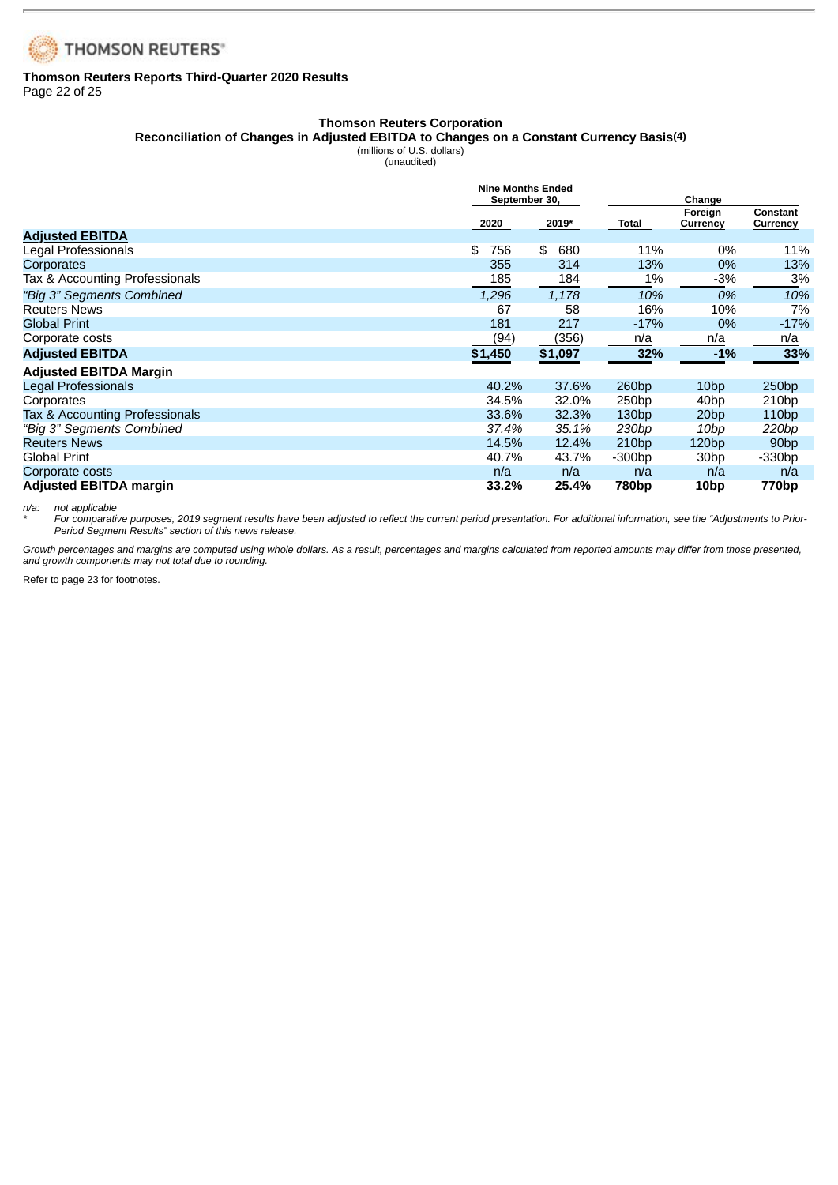**Thomson Reuters Reports Third-Quarter 2020 Results**

## Thomson Reuters Corporation

### Reconciliation of Changes in Adjusted EBITDA to Changes on a Constant Currency Basis(4)

(millions of U.S. dollars)
(unaudited)

| | Nine Months Ended September 30, | | Change | | |
|---|---|---|---|---|---|
| | 2020 | 2019* | Total | Foreign Currency | Constant Currency |
| **Adjusted EBITDA** | | | | | |
| Legal Professionals | $ 756 | $ 680 | 11% | 0% | 11% |
| Corporates | 355 | 314 | 13% | 0% | 13% |
| Tax & Accounting Professionals | 185 | 184 | 1% | -3% | 3% |
| *"Big 3" Segments Combined* | *1,296* | *1,178* | *10%* | *0%* | *10%* |
| Reuters News | 67 | 58 | 16% | 10% | 7% |
| Global Print | 181 | 217 | -17% | 0% | -17% |
| Corporate costs | (94) | (356) | n/a | n/a | n/a |
| **Adjusted EBITDA** | **$1,450** | **$1,097** | **32%** | **-1%** | **33%** |
| **Adjusted EBITDA Margin** | | | | | |
| Legal Professionals | 40.2% | 37.6% | 260bp | 10bp | 250bp |
| Corporates | 34.5% | 32.0% | 250bp | 40bp | 210bp |
| Tax & Accounting Professionals | 33.6% | 32.3% | 130bp | 20bp | 110bp |
| *"Big 3" Segments Combined* | *37.4%* | *35.1%* | *230bp* | *10bp* | *220bp* |
| Reuters News | 14.5% | 12.4% | 210bp | 120bp | 90bp |
| Global Print | 40.7% | 43.7% | -300bp | 30bp | -330bp |
| Corporate costs | n/a | n/a | n/a | n/a | n/a |
| **Adjusted EBITDA margin** | **33.2%** | **25.4%** | **780bp** | **10bp** | **770bp** |

*n/a: not applicable*

\* *For comparative purposes, 2019 segment results have been adjusted to reflect the current period presentation. For additional information, see the "Adjustments to Prior-Period Segment Results" section of this news release.*

*Growth percentages and margins are computed using whole dollars. As a result, percentages and margins calculated from reported amounts may differ from those presented, and growth components may not total due to rounding.*

Refer to page 23 for footnotes.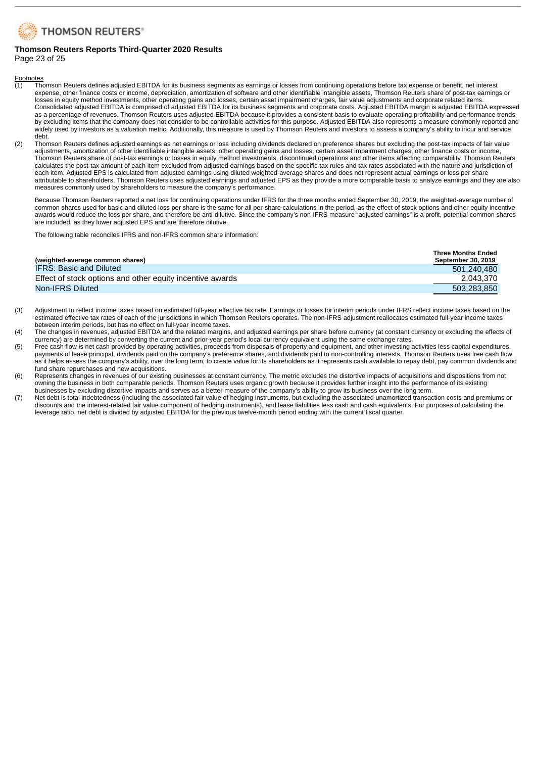Footnotes

(1) Thomson Reuters defines adjusted EBITDA for its business segments as earnings or losses from continuing operations before tax expense or benefit, net interest expense, other finance costs or income, depreciation, amortization of software and other identifiable intangible assets, Thomson Reuters share of post-tax earnings or losses in equity method investments, other operating gains and losses, certain asset impairment charges, fair value adjustments and corporate related items. Consolidated adjusted EBITDA is comprised of adjusted EBITDA for its business segments and corporate costs. Adjusted EBITDA margin is adjusted EBITDA expressed as a percentage of revenues. Thomson Reuters uses adjusted EBITDA because it provides a consistent basis to evaluate operating profitability and performance trends by excluding items that the company does not consider to be controllable activities for this purpose. Adjusted EBITDA also represents a measure commonly reported and widely used by investors as a valuation metric. Additionally, this measure is used by Thomson Reuters and investors to assess a company's ability to incur and service debt.

(2) Thomson Reuters defines adjusted earnings as net earnings or loss including dividends declared on preference shares but excluding the post-tax impacts of fair value adjustments, amortization of other identifiable intangible assets, other operating gains and losses, certain asset impairment charges, other finance costs or income, Thomson Reuters share of post-tax earnings or losses in equity method investments, discontinued operations and other items affecting comparability. Thomson Reuters calculates the post-tax amount of each item excluded from adjusted earnings based on the specific tax rules and tax rates associated with the nature and jurisdiction of each item. Adjusted EPS is calculated from adjusted earnings using diluted weighted-average shares and does not represent actual earnings or loss per share attributable to shareholders. Thomson Reuters uses adjusted earnings and adjusted EPS as they provide a more comparable basis to analyze earnings and they are also measures commonly used by shareholders to measure the company's performance.

Because Thomson Reuters reported a net loss for continuing operations under IFRS for the three months ended September 30, 2019, the weighted-average number of common shares used for basic and diluted loss per share is the same for all per-share calculations in the period, as the effect of stock options and other equity incentive awards would reduce the loss per share, and therefore be anti-dilutive. Since the company's non-IFRS measure "adjusted earnings" is a profit, potential common shares are included, as they lower adjusted EPS and are therefore dilutive.

The following table reconciles IFRS and non-IFRS common share information:

| (weighted-average common shares) | Three Months Ended September 30, 2019 |
|---|---|
| IFRS: Basic and Diluted | 501,240,480 |
| Effect of stock options and other equity incentive awards | 2,043,370 |
| Non-IFRS Diluted | 503,283,850 |

(3) Adjustment to reflect income taxes based on estimated full-year effective tax rate. Earnings or losses for interim periods under IFRS reflect income taxes based on the estimated effective tax rates of each of the jurisdictions in which Thomson Reuters operates. The non-IFRS adjustment reallocates estimated full-year income taxes between interim periods, but has no effect on full-year income taxes.

(4) The changes in revenues, adjusted EBITDA and the related margins, and adjusted earnings per share before currency (at constant currency or excluding the effects of currency) are determined by converting the current and prior-year period's local currency equivalent using the same exchange rates.

(5) Free cash flow is net cash provided by operating activities, proceeds from disposals of property and equipment, and other investing activities less capital expenditures, payments of lease principal, dividends paid on the company's preference shares, and dividends paid to non-controlling interests. Thomson Reuters uses free cash flow as it helps assess the company's ability, over the long term, to create value for its shareholders as it represents cash available to repay debt, pay common dividends and fund share repurchases and new acquisitions.

(6) Represents changes in revenues of our existing businesses at constant currency. The metric excludes the distortive impacts of acquisitions and dispositions from not owning the business in both comparable periods. Thomson Reuters uses organic growth because it provides further insight into the performance of its existing businesses by excluding distortive impacts and serves as a better measure of the company's ability to grow its business over the long term.

(7) Net debt is total indebtedness (including the associated fair value of hedging instruments, but excluding the associated unamortized transaction costs and premiums or discounts and the interest-related fair value component of hedging instruments), and lease liabilities less cash and cash equivalents. For purposes of calculating the leverage ratio, net debt is divided by adjusted EBITDA for the previous twelve-month period ending with the current fiscal quarter.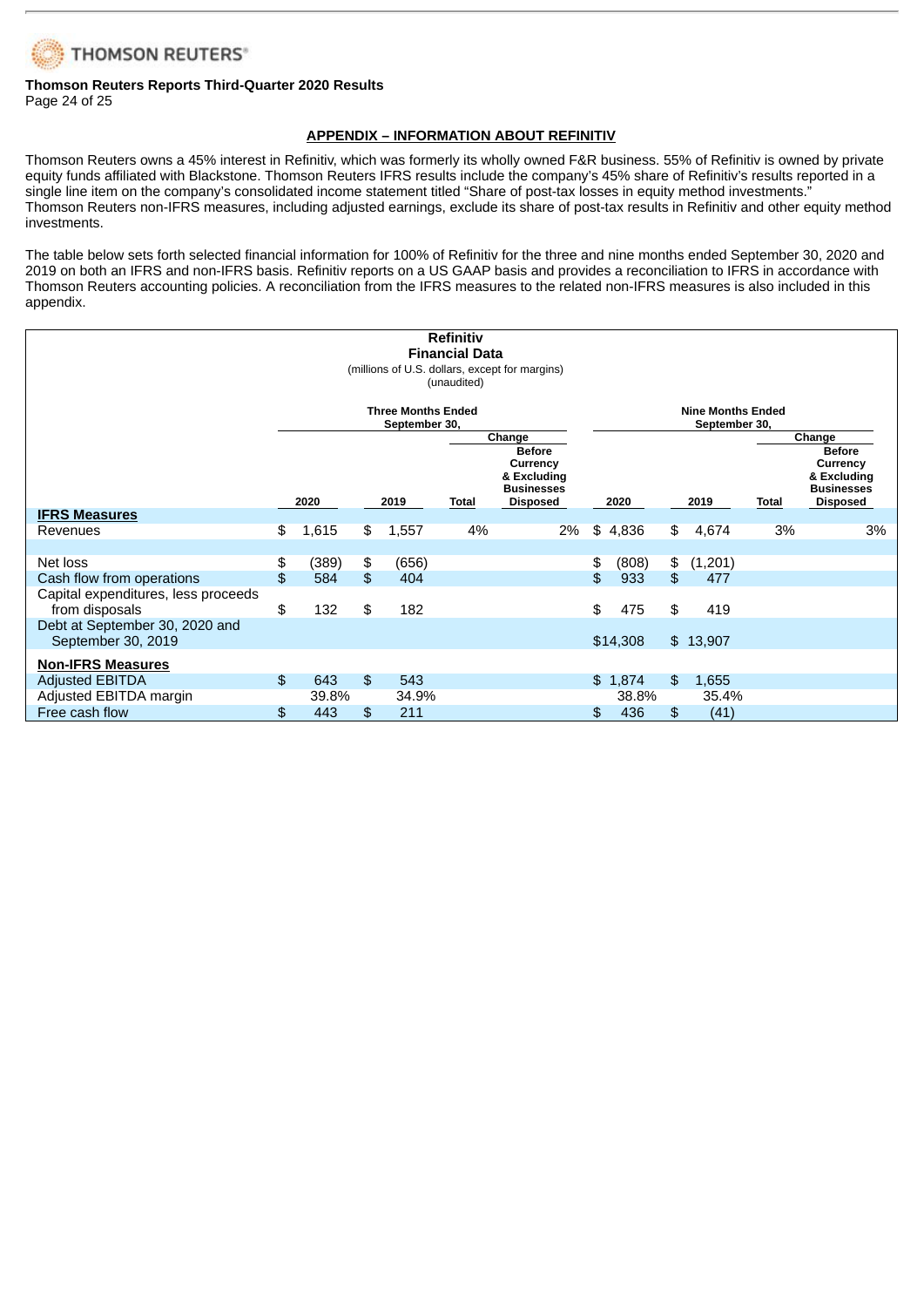## APPENDIX – INFORMATION ABOUT REFINITIV

Thomson Reuters owns a 45% interest in Refinitiv, which was formerly its wholly owned F&R business. 55% of Refinitiv is owned by private equity funds affiliated with Blackstone. Thomson Reuters IFRS results include the company's 45% share of Refinitiv's results reported in a single line item on the company's consolidated income statement titled "Share of post-tax losses in equity method investments." Thomson Reuters non-IFRS measures, including adjusted earnings, exclude its share of post-tax results in Refinitiv and other equity method investments.

The table below sets forth selected financial information for 100% of Refinitiv for the three and nine months ended September 30, 2020 and 2019 on both an IFRS and non-IFRS basis. Refinitiv reports on a US GAAP basis and provides a reconciliation to IFRS in accordance with Thomson Reuters accounting policies. A reconciliation from the IFRS measures to the related non-IFRS measures is also included in this appendix.

**Refinitiv**
**Financial Data**
(millions of U.S. dollars, except for margins)
(unaudited)

| | Three Months Ended September 30, | | Change | | Nine Months Ended September 30, | | Change | |
|---|---|---|---|---|---|---|---|---|
| | 2020 | 2019 | Total | Before Currency & Excluding Businesses Disposed | 2020 | 2019 | Total | Before Currency & Excluding Businesses Disposed |
| **IFRS Measures** | | | | | | | | |
| Revenues | $ 1,615 | $ 1,557 | 4% | 2% | $ 4,836 | $ 4,674 | 3% | 3% |
| Net loss | $ (389) | $ (656) | | | $ (808) | $ (1,201) | | |
| Cash flow from operations | $ 584 | $ 404 | | | $ 933 | $ 477 | | |
| Capital expenditures, less proceeds from disposals | $ 132 | $ 182 | | | $ 475 | $ 419 | | |
| Debt at September 30, 2020 and September 30, 2019 | | | | | $14,308 | $ 13,907 | | |
| **Non-IFRS Measures** | | | | | | | | |
| Adjusted EBITDA | $ 643 | $ 543 | | | $ 1,874 | $ 1,655 | | |
| Adjusted EBITDA margin | 39.8% | 34.9% | | | 38.8% | 35.4% | | |
| Free cash flow | $ 443 | $ 211 | | | $ 436 | $ (41) | | |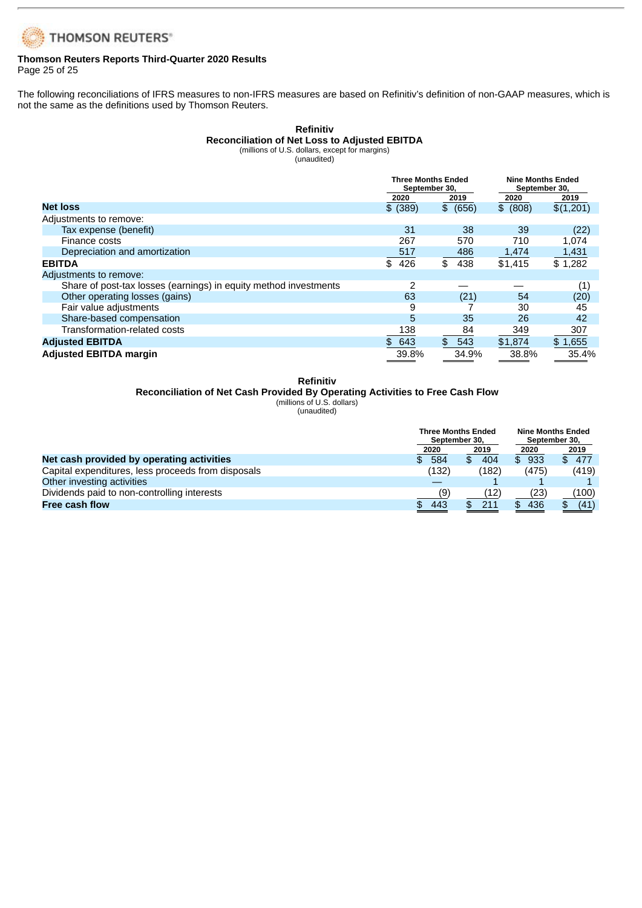The following reconciliations of IFRS measures to non-IFRS measures are based on Refinitiv's definition of non-GAAP measures, which is not the same as the definitions used by Thomson Reuters.

**Refinitiv**
**Reconciliation of Net Loss to Adjusted EBITDA**
(millions of U.S. dollars, except for margins)
(unaudited)

| | Three Months Ended September 30, | | Nine Months Ended September 30, | |
|---|---|---|---|---|
| | 2020 | 2019 | 2020 | 2019 |
| **Net loss** | $ (389) | $ (656) | $ (808) | $(1,201) |
| Adjustments to remove: | | | | |
| Tax expense (benefit) | 31 | 38 | 39 | (22) |
| Finance costs | 267 | 570 | 710 | 1,074 |
| Depreciation and amortization | 517 | 486 | 1,474 | 1,431 |
| **EBITDA** | $ 426 | $ 438 | $1,415 | $ 1,282 |
| Adjustments to remove: | | | | |
| Share of post-tax losses (earnings) in equity method investments | 2 | — | — | (1) |
| Other operating losses (gains) | 63 | (21) | 54 | (20) |
| Fair value adjustments | 9 | 7 | 30 | 45 |
| Share-based compensation | 5 | 35 | 26 | 42 |
| Transformation-related costs | 138 | 84 | 349 | 307 |
| **Adjusted EBITDA** | $ 643 | $ 543 | $1,874 | $ 1,655 |
| **Adjusted EBITDA margin** | 39.8% | 34.9% | 38.8% | 35.4% |

**Refinitiv**
**Reconciliation of Net Cash Provided By Operating Activities to Free Cash Flow**
(millions of U.S. dollars)
(unaudited)

| | Three Months Ended September 30, | | Nine Months Ended September 30, | |
|---|---|---|---|---|
| | 2020 | 2019 | 2020 | 2019 |
| **Net cash provided by operating activities** | $ 584 | $ 404 | $ 933 | $ 477 |
| Capital expenditures, less proceeds from disposals | (132) | (182) | (475) | (419) |
| Other investing activities | — | 1 | 1 | 1 |
| Dividends paid to non-controlling interests | (9) | (12) | (23) | (100) |
| **Free cash flow** | $ 443 | $ 211 | $ 436 | $ (41) |